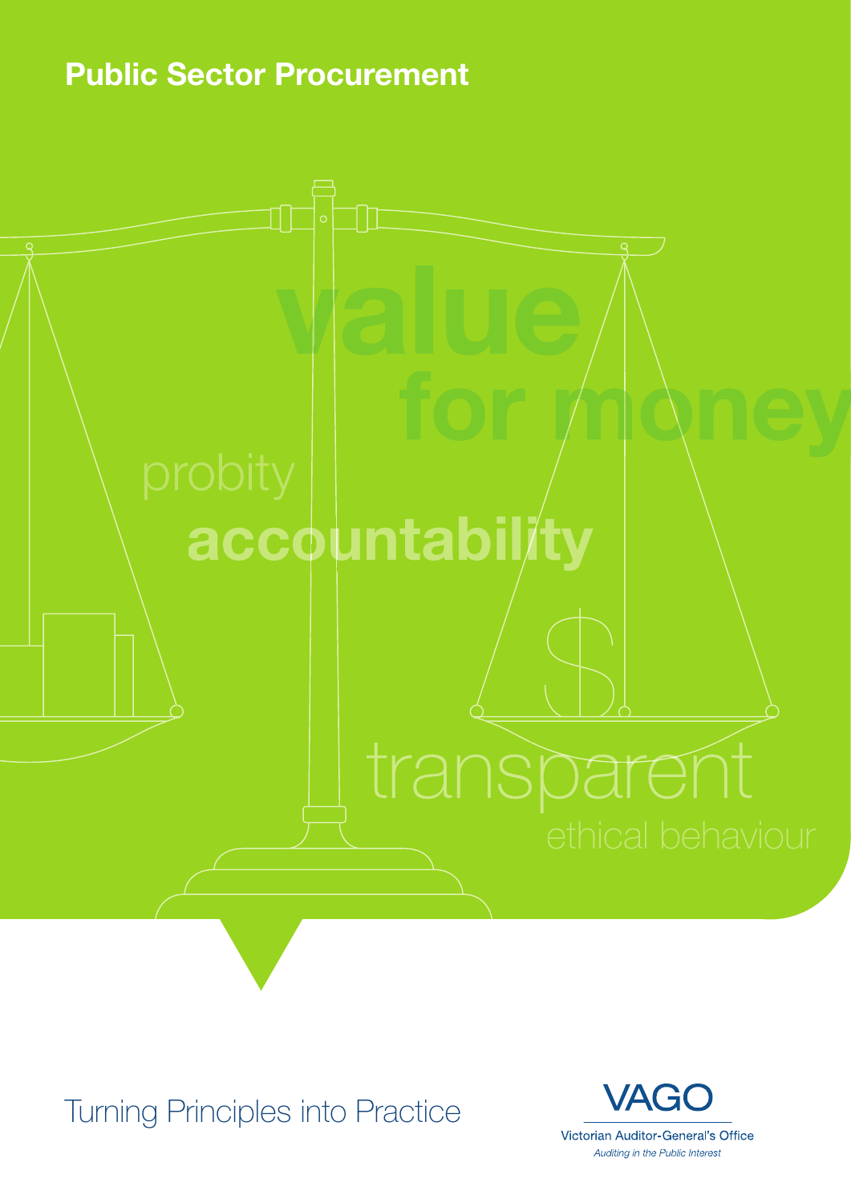# Public Sector Procurement

value for money

probity

accountability

transparent

ethical behaviour

## Turning Principles into Practice

VAGO

Victorian Auditor-General's Office

*Auditing in the Public Interest*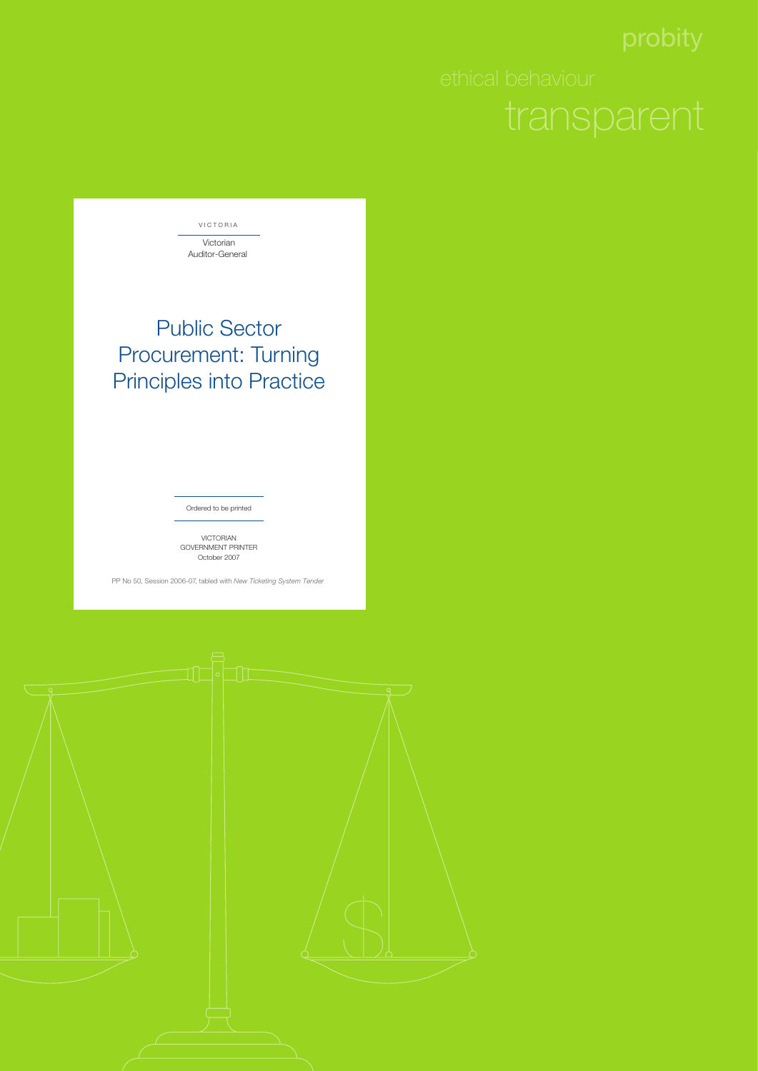probity

ethical behaviour

transparent

VICTORIA

Victorian
Auditor-General

# Public Sector Procurement: Turning Principles into Practice

Ordered to be printed

VICTORIAN
GOVERNMENT PRINTER
October 2007

PP No 50, Session 2006-07, tabled with *New Ticketing System Tender*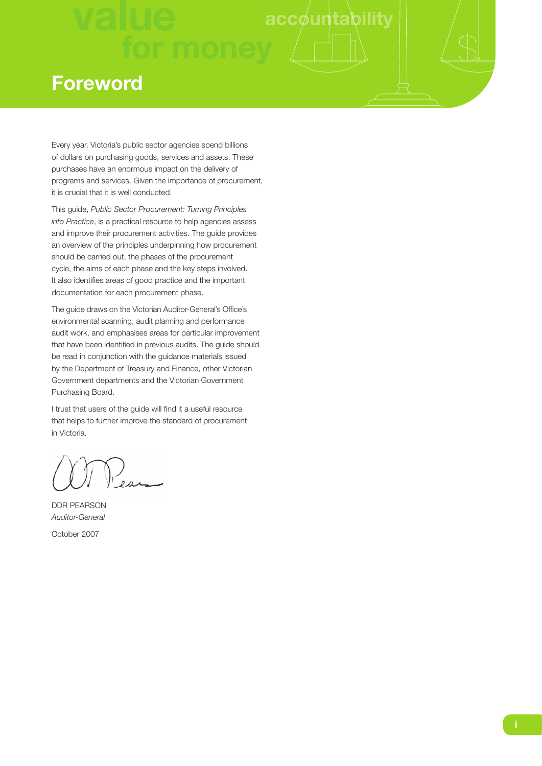# Foreword

Every year, Victoria's public sector agencies spend billions of dollars on purchasing goods, services and assets. These purchases have an enormous impact on the delivery of programs and services. Given the importance of procurement, it is crucial that it is well conducted.

This guide, *Public Sector Procurement: Turning Principles into Practice*, is a practical resource to help agencies assess and improve their procurement activities. The guide provides an overview of the principles underpinning how procurement should be carried out, the phases of the procurement cycle, the aims of each phase and the key steps involved. It also identifies areas of good practice and the important documentation for each procurement phase.

The guide draws on the Victorian Auditor-General's Office's environmental scanning, audit planning and performance audit work, and emphasises areas for particular improvement that have been identified in previous audits. The guide should be read in conjunction with the guidance materials issued by the Department of Treasury and Finance, other Victorian Government departments and the Victorian Government Purchasing Board.

I trust that users of the guide will find it a useful resource that helps to further improve the standard of procurement in Victoria.

DDR PEARSON
*Auditor-General*

October 2007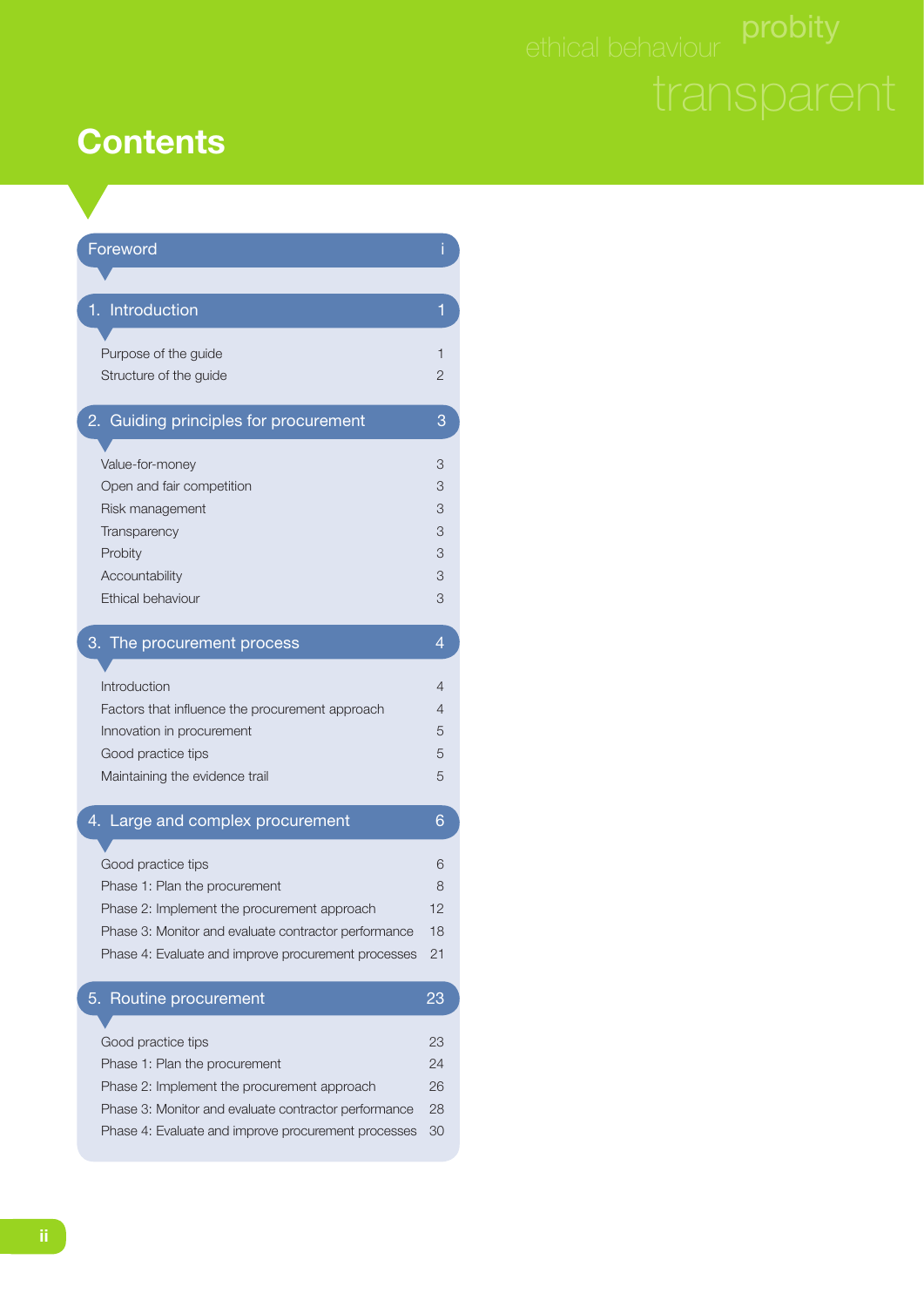# Contents

| | |
|---|---|
| **Foreword** | **i** |
| **1. Introduction** | **1** |
| Purpose of the guide | 1 |
| Structure of the guide | 2 |
| **2. Guiding principles for procurement** | **3** |
| Value-for-money | 3 |
| Open and fair competition | 3 |
| Risk management | 3 |
| Transparency | 3 |
| Probity | 3 |
| Accountability | 3 |
| Ethical behaviour | 3 |
| **3. The procurement process** | **4** |
| Introduction | 4 |
| Factors that influence the procurement approach | 4 |
| Innovation in procurement | 5 |
| Good practice tips | 5 |
| Maintaining the evidence trail | 5 |
| **4. Large and complex procurement** | **6** |
| Good practice tips | 6 |
| Phase 1: Plan the procurement | 8 |
| Phase 2: Implement the procurement approach | 12 |
| Phase 3: Monitor and evaluate contractor performance | 18 |
| Phase 4: Evaluate and improve procurement processes | 21 |
| **5. Routine procurement** | **23** |
| Good practice tips | 23 |
| Phase 1: Plan the procurement | 24 |
| Phase 2: Implement the procurement approach | 26 |
| Phase 3: Monitor and evaluate contractor performance | 28 |
| Phase 4: Evaluate and improve procurement processes | 30 |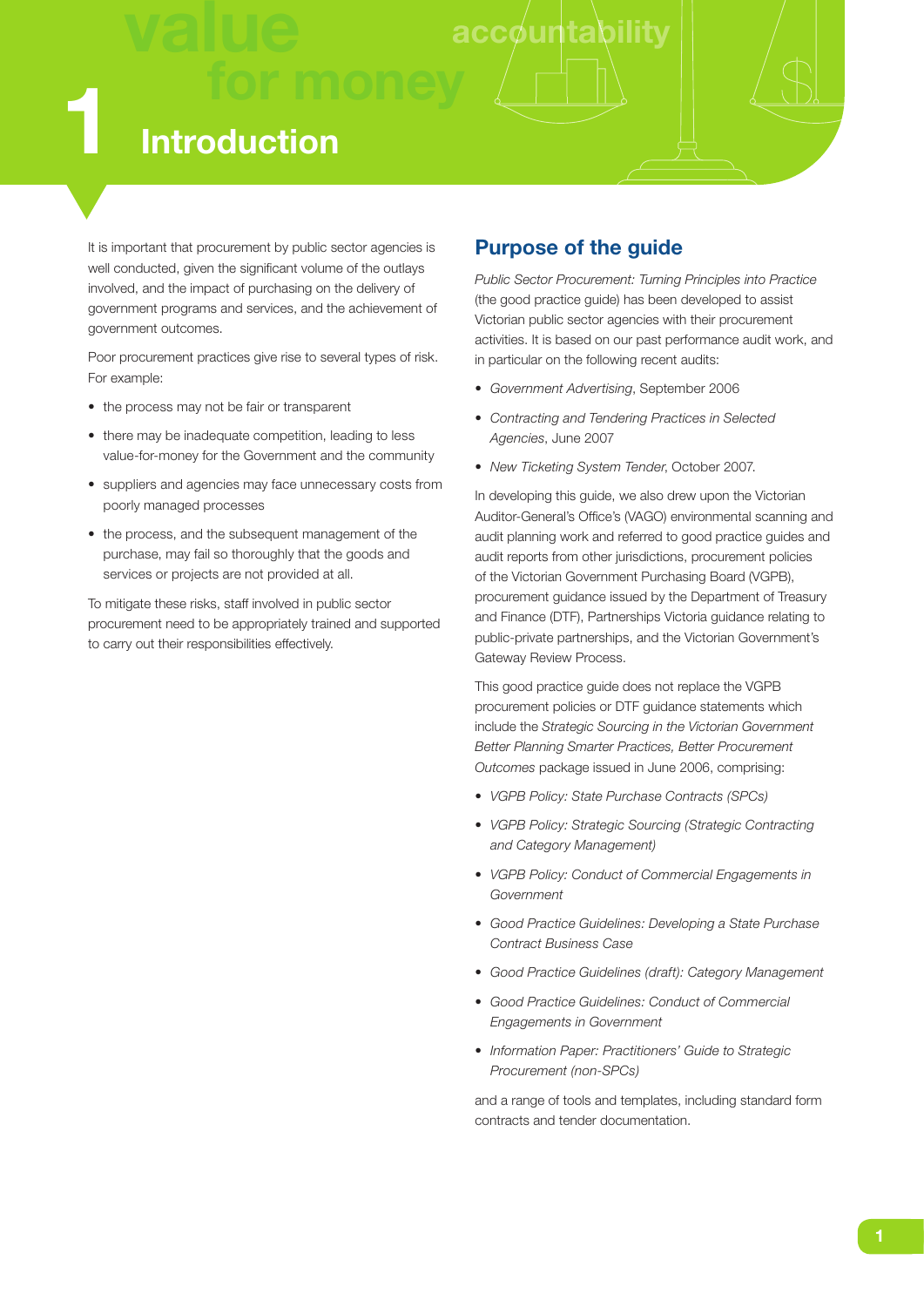# 1 Introduction

It is important that procurement by public sector agencies is well conducted, given the significant volume of the outlays involved, and the impact of purchasing on the delivery of government programs and services, and the achievement of government outcomes.

Poor procurement practices give rise to several types of risk. For example:

- the process may not be fair or transparent
- there may be inadequate competition, leading to less value-for-money for the Government and the community
- suppliers and agencies may face unnecessary costs from poorly managed processes
- the process, and the subsequent management of the purchase, may fail so thoroughly that the goods and services or projects are not provided at all.

To mitigate these risks, staff involved in public sector procurement need to be appropriately trained and supported to carry out their responsibilities effectively.

## Purpose of the guide

*Public Sector Procurement: Turning Principles into Practice* (the good practice guide) has been developed to assist Victorian public sector agencies with their procurement activities. It is based on our past performance audit work, and in particular on the following recent audits:

- *Government Advertising*, September 2006
- *Contracting and Tendering Practices in Selected Agencies*, June 2007
- *New Ticketing System Tender*, October 2007.

In developing this guide, we also drew upon the Victorian Auditor-General's Office's (VAGO) environmental scanning and audit planning work and referred to good practice guides and audit reports from other jurisdictions, procurement policies of the Victorian Government Purchasing Board (VGPB), procurement guidance issued by the Department of Treasury and Finance (DTF), Partnerships Victoria guidance relating to public-private partnerships, and the Victorian Government's Gateway Review Process.

This good practice guide does not replace the VGPB procurement policies or DTF guidance statements which include the *Strategic Sourcing in the Victorian Government Better Planning Smarter Practices, Better Procurement Outcomes* package issued in June 2006, comprising:

- *VGPB Policy: State Purchase Contracts (SPCs)*
- *VGPB Policy: Strategic Sourcing (Strategic Contracting and Category Management)*
- *VGPB Policy: Conduct of Commercial Engagements in Government*
- *Good Practice Guidelines: Developing a State Purchase Contract Business Case*
- *Good Practice Guidelines (draft): Category Management*
- *Good Practice Guidelines: Conduct of Commercial Engagements in Government*
- *Information Paper: Practitioners' Guide to Strategic Procurement (non-SPCs)*

and a range of tools and templates, including standard form contracts and tender documentation.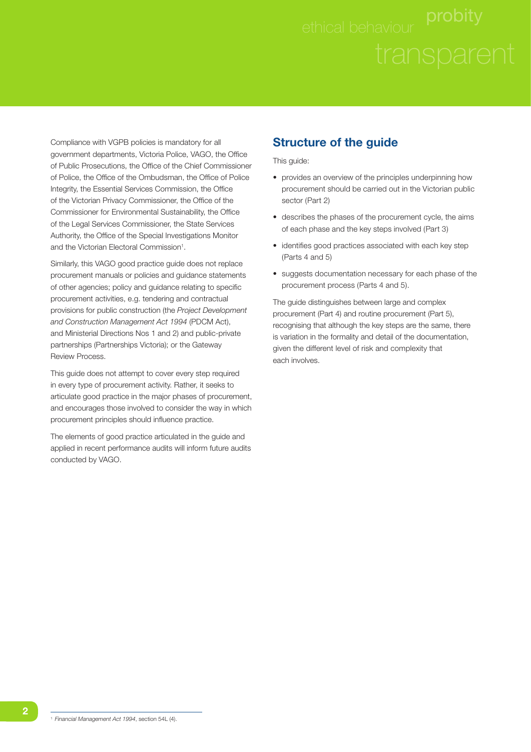Compliance with VGPB policies is mandatory for all government departments, Victoria Police, VAGO, the Office of Public Prosecutions, the Office of the Chief Commissioner of Police, the Office of the Ombudsman, the Office of Police Integrity, the Essential Services Commission, the Office of the Victorian Privacy Commissioner, the Office of the Commissioner for Environmental Sustainability, the Office of the Legal Services Commissioner, the State Services Authority, the Office of the Special Investigations Monitor and the Victorian Electoral Commission[1].

Similarly, this VAGO good practice guide does not replace procurement manuals or policies and guidance statements of other agencies; policy and guidance relating to specific procurement activities, e.g. tendering and contractual provisions for public construction (the *Project Development and Construction Management Act 1994* (PDCM Act), and Ministerial Directions Nos 1 and 2) and public-private partnerships (Partnerships Victoria); or the Gateway Review Process.

This guide does not attempt to cover every step required in every type of procurement activity. Rather, it seeks to articulate good practice in the major phases of procurement, and encourages those involved to consider the way in which procurement principles should influence practice.

The elements of good practice articulated in the guide and applied in recent performance audits will inform future audits conducted by VAGO.

## Structure of the guide

This guide:

- provides an overview of the principles underpinning how procurement should be carried out in the Victorian public sector (Part 2)
- describes the phases of the procurement cycle, the aims of each phase and the key steps involved (Part 3)
- identifies good practices associated with each key step (Parts 4 and 5)
- suggests documentation necessary for each phase of the procurement process (Parts 4 and 5).

The guide distinguishes between large and complex procurement (Part 4) and routine procurement (Part 5), recognising that although the key steps are the same, there is variation in the formality and detail of the documentation, given the different level of risk and complexity that each involves.

[1] *Financial Management Act 1994*, section 54L (4).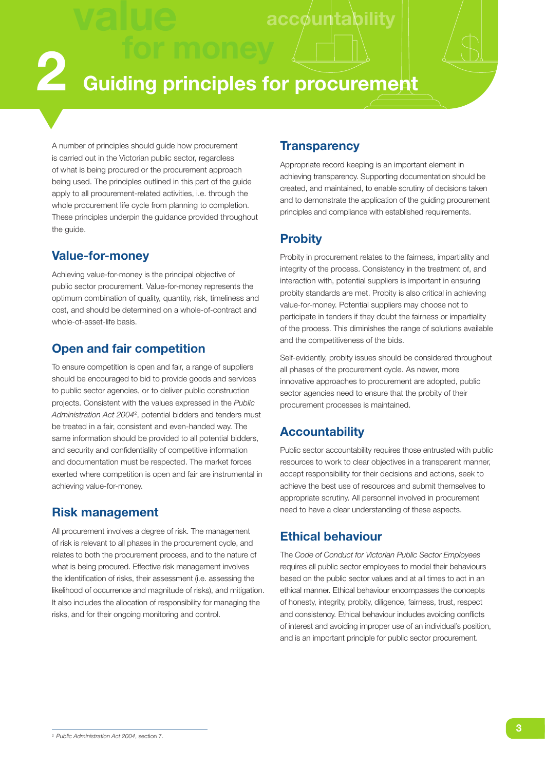# 2 Guiding principles for procurement

A number of principles should guide how procurement is carried out in the Victorian public sector, regardless of what is being procured or the procurement approach being used. The principles outlined in this part of the guide apply to all procurement-related activities, i.e. through the whole procurement life cycle from planning to completion. These principles underpin the guidance provided throughout the guide.

## Value-for-money

Achieving value-for-money is the principal objective of public sector procurement. Value-for-money represents the optimum combination of quality, quantity, risk, timeliness and cost, and should be determined on a whole-of-contract and whole-of-asset-life basis.

## Open and fair competition

To ensure competition is open and fair, a range of suppliers should be encouraged to bid to provide goods and services to public sector agencies, or to deliver public construction projects. Consistent with the values expressed in the *Public Administration Act 2004*[2], potential bidders and tenders must be treated in a fair, consistent and even-handed way. The same information should be provided to all potential bidders, and security and confidentiality of competitive information and documentation must be respected. The market forces exerted where competition is open and fair are instrumental in achieving value-for-money.

## Risk management

All procurement involves a degree of risk. The management of risk is relevant to all phases in the procurement cycle, and relates to both the procurement process, and to the nature of what is being procured. Effective risk management involves the identification of risks, their assessment (i.e. assessing the likelihood of occurrence and magnitude of risks), and mitigation. It also includes the allocation of responsibility for managing the risks, and for their ongoing monitoring and control.

## Transparency

Appropriate record keeping is an important element in achieving transparency. Supporting documentation should be created, and maintained, to enable scrutiny of decisions taken and to demonstrate the application of the guiding procurement principles and compliance with established requirements.

## Probity

Probity in procurement relates to the fairness, impartiality and integrity of the process. Consistency in the treatment of, and interaction with, potential suppliers is important in ensuring probity standards are met. Probity is also critical in achieving value-for-money. Potential suppliers may choose not to participate in tenders if they doubt the fairness or impartiality of the process. This diminishes the range of solutions available and the competitiveness of the bids.

Self-evidently, probity issues should be considered throughout all phases of the procurement cycle. As newer, more innovative approaches to procurement are adopted, public sector agencies need to ensure that the probity of their procurement processes is maintained.

## Accountability

Public sector accountability requires those entrusted with public resources to work to clear objectives in a transparent manner, accept responsibility for their decisions and actions, seek to achieve the best use of resources and submit themselves to appropriate scrutiny. All personnel involved in procurement need to have a clear understanding of these aspects.

## Ethical behaviour

The *Code of Conduct for Victorian Public Sector Employees* requires all public sector employees to model their behaviours based on the public sector values and at all times to act in an ethical manner. Ethical behaviour encompasses the concepts of honesty, integrity, probity, diligence, fairness, trust, respect and consistency. Ethical behaviour includes avoiding conflicts of interest and avoiding improper use of an individual's position, and is an important principle for public sector procurement.

---

[2] *Public Administration Act 2004*, section 7.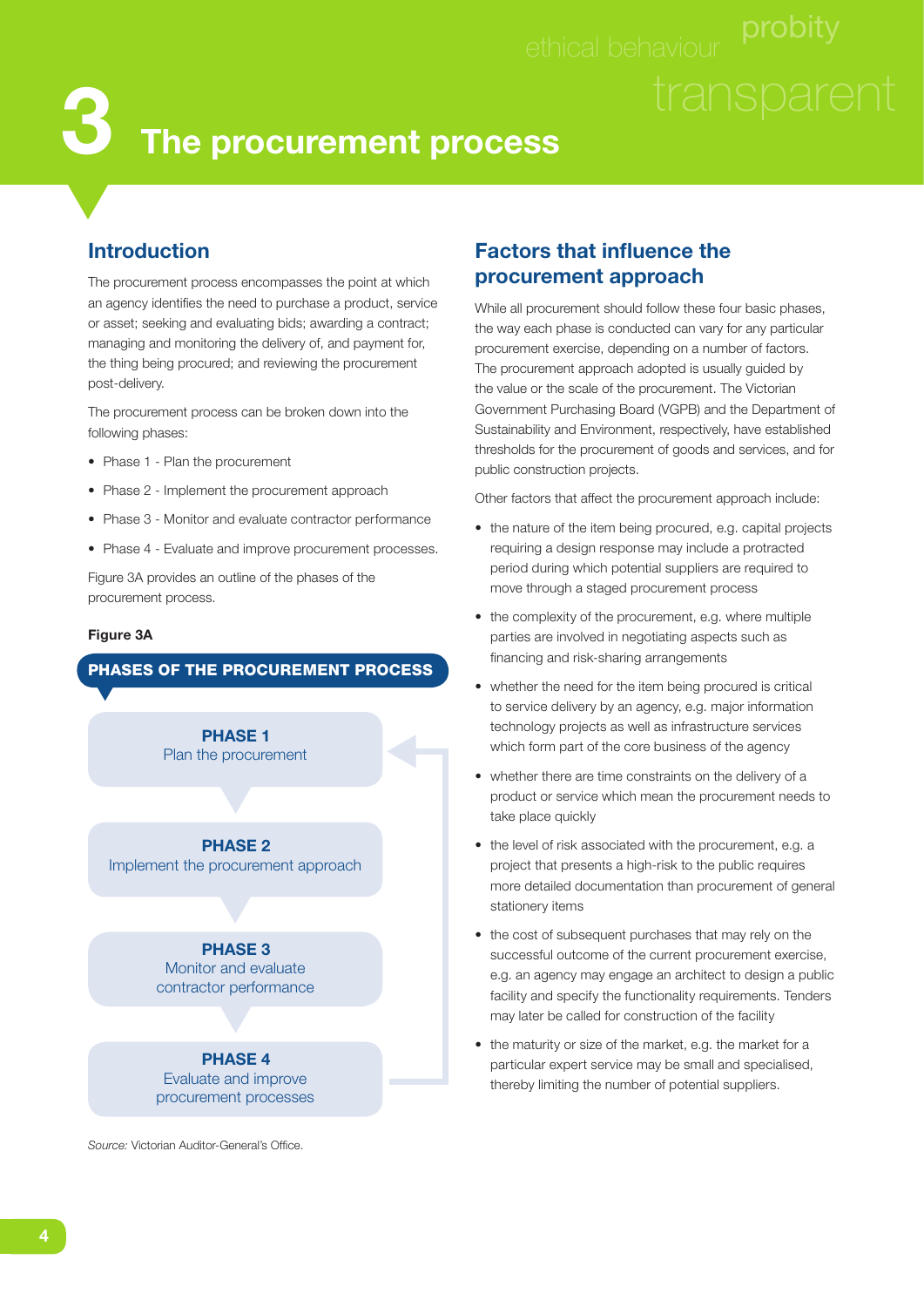# 3 The procurement process

## Introduction

The procurement process encompasses the point at which an agency identifies the need to purchase a product, service or asset; seeking and evaluating bids; awarding a contract; managing and monitoring the delivery of, and payment for, the thing being procured; and reviewing the procurement post-delivery.

The procurement process can be broken down into the following phases:

- Phase 1 - Plan the procurement
- Phase 2 - Implement the procurement approach
- Phase 3 - Monitor and evaluate contractor performance
- Phase 4 - Evaluate and improve procurement processes.

Figure 3A provides an outline of the phases of the procurement process.

**Figure 3A**

**PHASES OF THE PROCUREMENT PROCESS**

**PHASE 1**
Plan the procurement

**PHASE 2**
Implement the procurement approach

**PHASE 3**
Monitor and evaluate contractor performance

**PHASE 4**
Evaluate and improve procurement processes

*Source:* Victorian Auditor-General's Office.

## Factors that influence the procurement approach

While all procurement should follow these four basic phases, the way each phase is conducted can vary for any particular procurement exercise, depending on a number of factors. The procurement approach adopted is usually guided by the value or the scale of the procurement. The Victorian Government Purchasing Board (VGPB) and the Department of Sustainability and Environment, respectively, have established thresholds for the procurement of goods and services, and for public construction projects.

Other factors that affect the procurement approach include:

- the nature of the item being procured, e.g. capital projects requiring a design response may include a protracted period during which potential suppliers are required to move through a staged procurement process
- the complexity of the procurement, e.g. where multiple parties are involved in negotiating aspects such as financing and risk-sharing arrangements
- whether the need for the item being procured is critical to service delivery by an agency, e.g. major information technology projects as well as infrastructure services which form part of the core business of the agency
- whether there are time constraints on the delivery of a product or service which mean the procurement needs to take place quickly
- the level of risk associated with the procurement, e.g. a project that presents a high-risk to the public requires more detailed documentation than procurement of general stationery items
- the cost of subsequent purchases that may rely on the successful outcome of the current procurement exercise, e.g. an agency may engage an architect to design a public facility and specify the functionality requirements. Tenders may later be called for construction of the facility
- the maturity or size of the market, e.g. the market for a particular expert service may be small and specialised, thereby limiting the number of potential suppliers.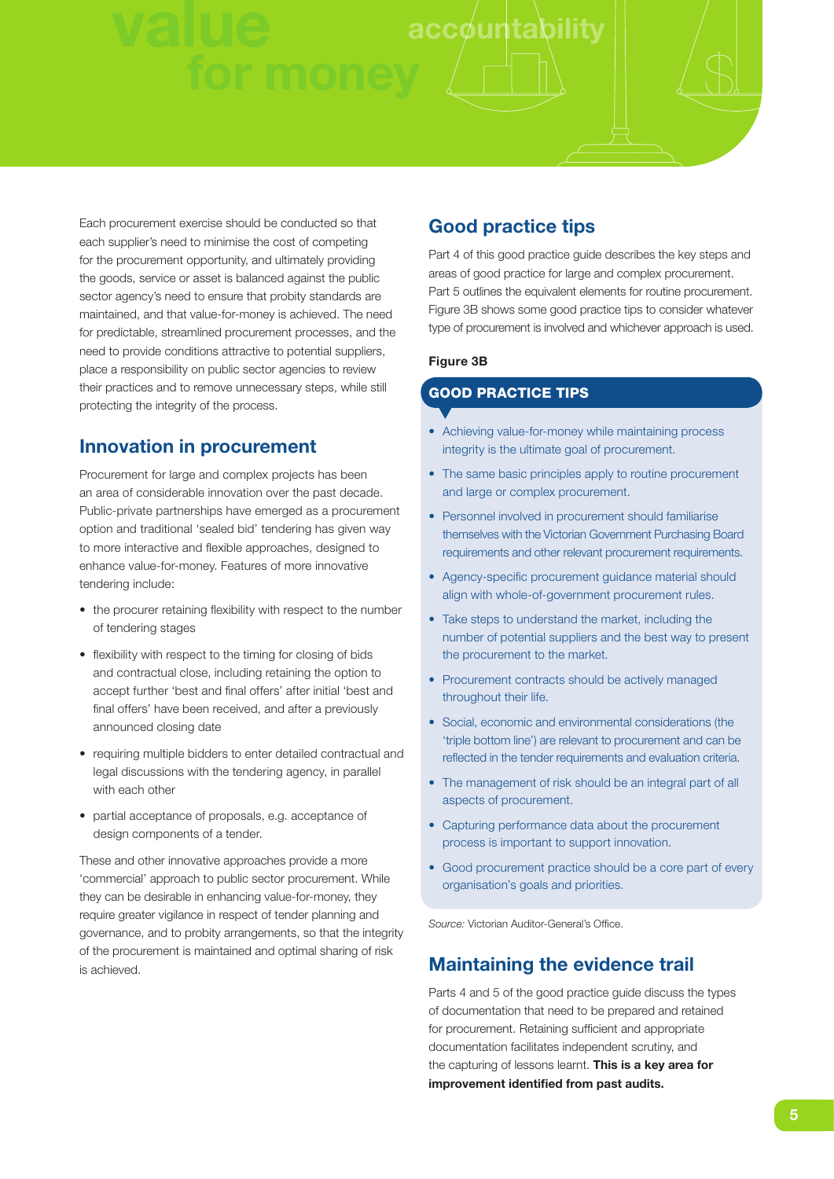Each procurement exercise should be conducted so that each supplier's need to minimise the cost of competing for the procurement opportunity, and ultimately providing the goods, service or asset is balanced against the public sector agency's need to ensure that probity standards are maintained, and that value-for-money is achieved. The need for predictable, streamlined procurement processes, and the need to provide conditions attractive to potential suppliers, place a responsibility on public sector agencies to review their practices and to remove unnecessary steps, while still protecting the integrity of the process.

## Innovation in procurement

Procurement for large and complex projects has been an area of considerable innovation over the past decade. Public-private partnerships have emerged as a procurement option and traditional 'sealed bid' tendering has given way to more interactive and flexible approaches, designed to enhance value-for-money. Features of more innovative tendering include:

- the procurer retaining flexibility with respect to the number of tendering stages
- flexibility with respect to the timing for closing of bids and contractual close, including retaining the option to accept further 'best and final offers' after initial 'best and final offers' have been received, and after a previously announced closing date
- requiring multiple bidders to enter detailed contractual and legal discussions with the tendering agency, in parallel with each other
- partial acceptance of proposals, e.g. acceptance of design components of a tender.

These and other innovative approaches provide a more 'commercial' approach to public sector procurement. While they can be desirable in enhancing value-for-money, they require greater vigilance in respect of tender planning and governance, and to probity arrangements, so that the integrity of the procurement is maintained and optimal sharing of risk is achieved.

## Good practice tips

Part 4 of this good practice guide describes the key steps and areas of good practice for large and complex procurement. Part 5 outlines the equivalent elements for routine procurement. Figure 3B shows some good practice tips to consider whatever type of procurement is involved and whichever approach is used.

**Figure 3B**

**GOOD PRACTICE TIPS**

- Achieving value-for-money while maintaining process integrity is the ultimate goal of procurement.
- The same basic principles apply to routine procurement and large or complex procurement.
- Personnel involved in procurement should familiarise themselves with the Victorian Government Purchasing Board requirements and other relevant procurement requirements.
- Agency-specific procurement guidance material should align with whole-of-government procurement rules.
- Take steps to understand the market, including the number of potential suppliers and the best way to present the procurement to the market.
- Procurement contracts should be actively managed throughout their life.
- Social, economic and environmental considerations (the 'triple bottom line') are relevant to procurement and can be reflected in the tender requirements and evaluation criteria.
- The management of risk should be an integral part of all aspects of procurement.
- Capturing performance data about the procurement process is important to support innovation.
- Good procurement practice should be a core part of every organisation's goals and priorities.

*Source:* Victorian Auditor-General's Office.

## Maintaining the evidence trail

Parts 4 and 5 of the good practice guide discuss the types of documentation that need to be prepared and retained for procurement. Retaining sufficient and appropriate documentation facilitates independent scrutiny, and the capturing of lessons learnt. **This is a key area for improvement identified from past audits.**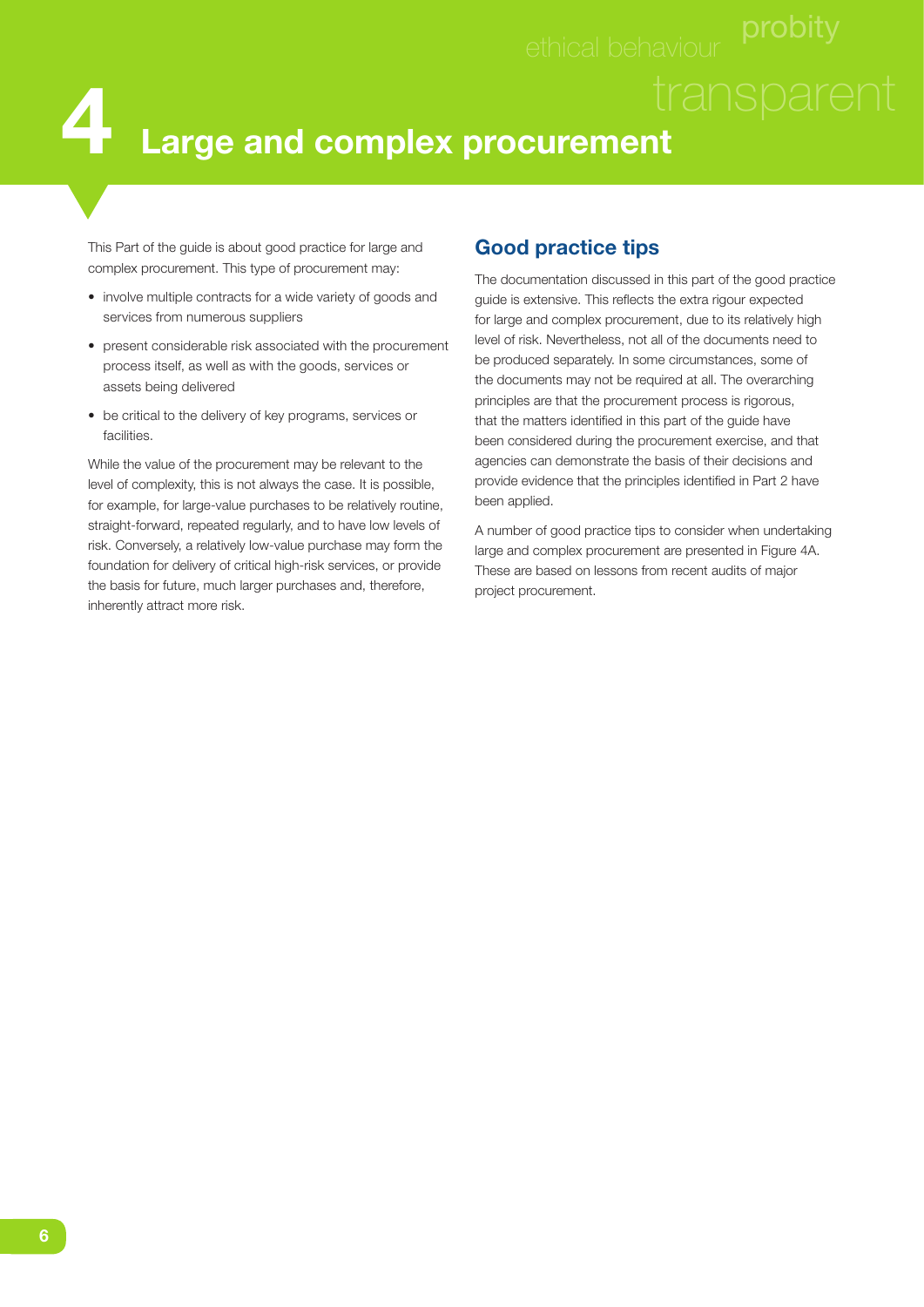# 4 Large and complex procurement

This Part of the guide is about good practice for large and complex procurement. This type of procurement may:

- involve multiple contracts for a wide variety of goods and services from numerous suppliers
- present considerable risk associated with the procurement process itself, as well as with the goods, services or assets being delivered
- be critical to the delivery of key programs, services or facilities.

While the value of the procurement may be relevant to the level of complexity, this is not always the case. It is possible, for example, for large-value purchases to be relatively routine, straight-forward, repeated regularly, and to have low levels of risk. Conversely, a relatively low-value purchase may form the foundation for delivery of critical high-risk services, or provide the basis for future, much larger purchases and, therefore, inherently attract more risk.

## Good practice tips

The documentation discussed in this part of the good practice guide is extensive. This reflects the extra rigour expected for large and complex procurement, due to its relatively high level of risk. Nevertheless, not all of the documents need to be produced separately. In some circumstances, some of the documents may not be required at all. The overarching principles are that the procurement process is rigorous, that the matters identified in this part of the guide have been considered during the procurement exercise, and that agencies can demonstrate the basis of their decisions and provide evidence that the principles identified in Part 2 have been applied.

A number of good practice tips to consider when undertaking large and complex procurement are presented in Figure 4A. These are based on lessons from recent audits of major project procurement.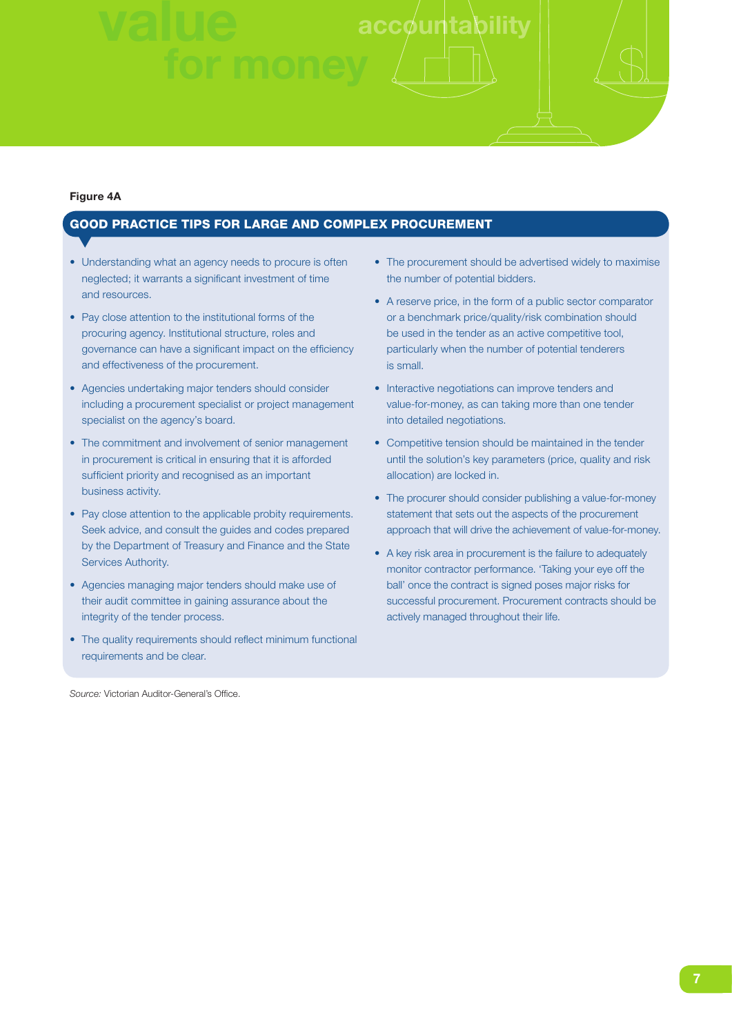**Figure 4A**

## GOOD PRACTICE TIPS FOR LARGE AND COMPLEX PROCUREMENT

- Understanding what an agency needs to procure is often neglected; it warrants a significant investment of time and resources.
- Pay close attention to the institutional forms of the procuring agency. Institutional structure, roles and governance can have a significant impact on the efficiency and effectiveness of the procurement.
- Agencies undertaking major tenders should consider including a procurement specialist or project management specialist on the agency's board.
- The commitment and involvement of senior management in procurement is critical in ensuring that it is afforded sufficient priority and recognised as an important business activity.
- Pay close attention to the applicable probity requirements. Seek advice, and consult the guides and codes prepared by the Department of Treasury and Finance and the State Services Authority.
- Agencies managing major tenders should make use of their audit committee in gaining assurance about the integrity of the tender process.
- The quality requirements should reflect minimum functional requirements and be clear.
- The procurement should be advertised widely to maximise the number of potential bidders.
- A reserve price, in the form of a public sector comparator or a benchmark price/quality/risk combination should be used in the tender as an active competitive tool, particularly when the number of potential tenderers is small.
- Interactive negotiations can improve tenders and value-for-money, as can taking more than one tender into detailed negotiations.
- Competitive tension should be maintained in the tender until the solution's key parameters (price, quality and risk allocation) are locked in.
- The procurer should consider publishing a value-for-money statement that sets out the aspects of the procurement approach that will drive the achievement of value-for-money.
- A key risk area in procurement is the failure to adequately monitor contractor performance. 'Taking your eye off the ball' once the contract is signed poses major risks for successful procurement. Procurement contracts should be actively managed throughout their life.

*Source:* Victorian Auditor-General's Office.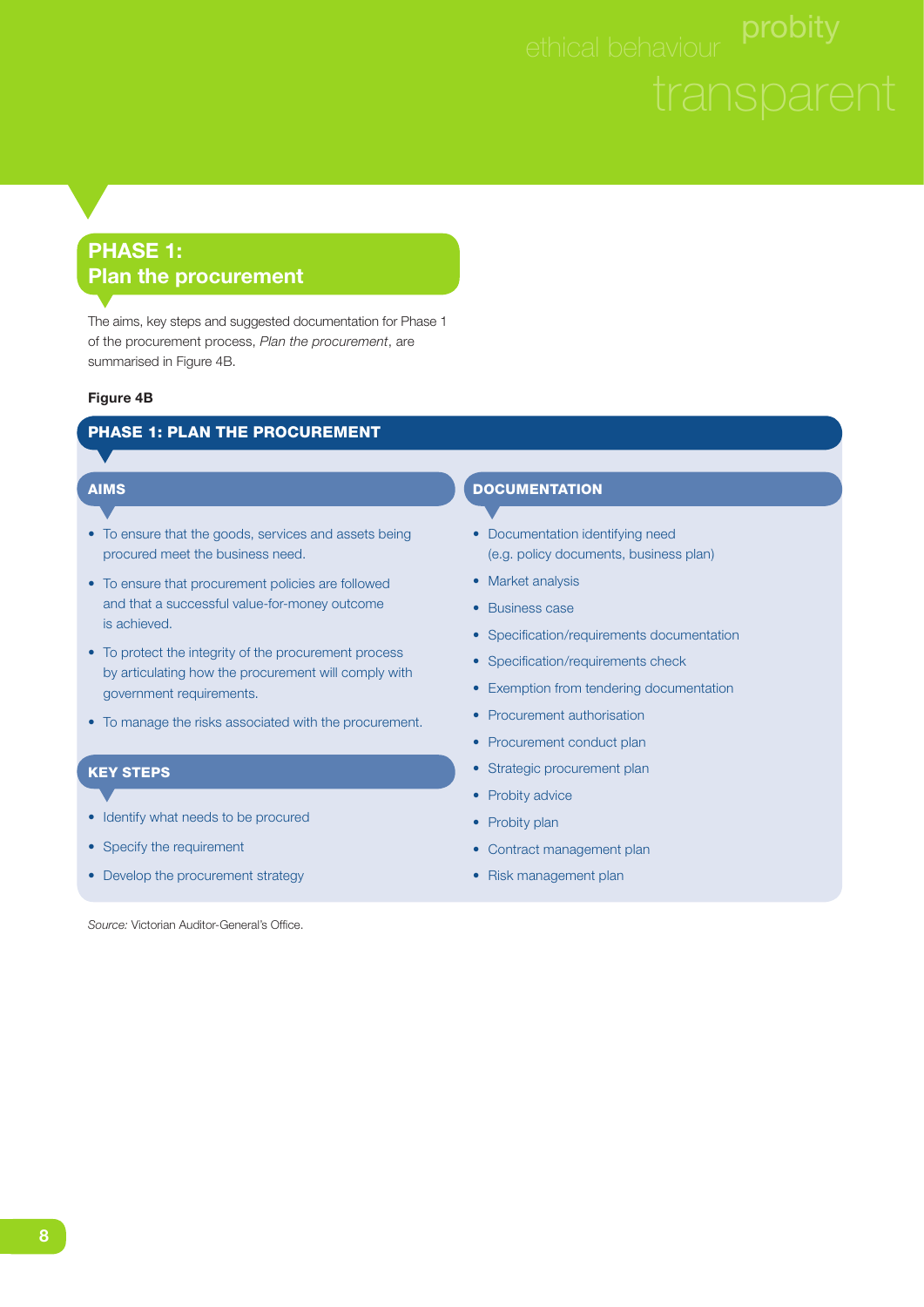## PHASE 1: Plan the procurement

The aims, key steps and suggested documentation for Phase 1 of the procurement process, *Plan the procurement*, are summarised in Figure 4B.

**Figure 4B**

### PHASE 1: PLAN THE PROCUREMENT

#### AIMS

- To ensure that the goods, services and assets being procured meet the business need.
- To ensure that procurement policies are followed and that a successful value-for-money outcome is achieved.
- To protect the integrity of the procurement process by articulating how the procurement will comply with government requirements.
- To manage the risks associated with the procurement.

#### KEY STEPS

- Identify what needs to be procured
- Specify the requirement
- Develop the procurement strategy

#### DOCUMENTATION

- Documentation identifying need (e.g. policy documents, business plan)
- Market analysis
- Business case
- Specification/requirements documentation
- Specification/requirements check
- Exemption from tendering documentation
- Procurement authorisation
- Procurement conduct plan
- Strategic procurement plan
- Probity advice
- Probity plan
- Contract management plan
- Risk management plan

*Source:* Victorian Auditor-General's Office.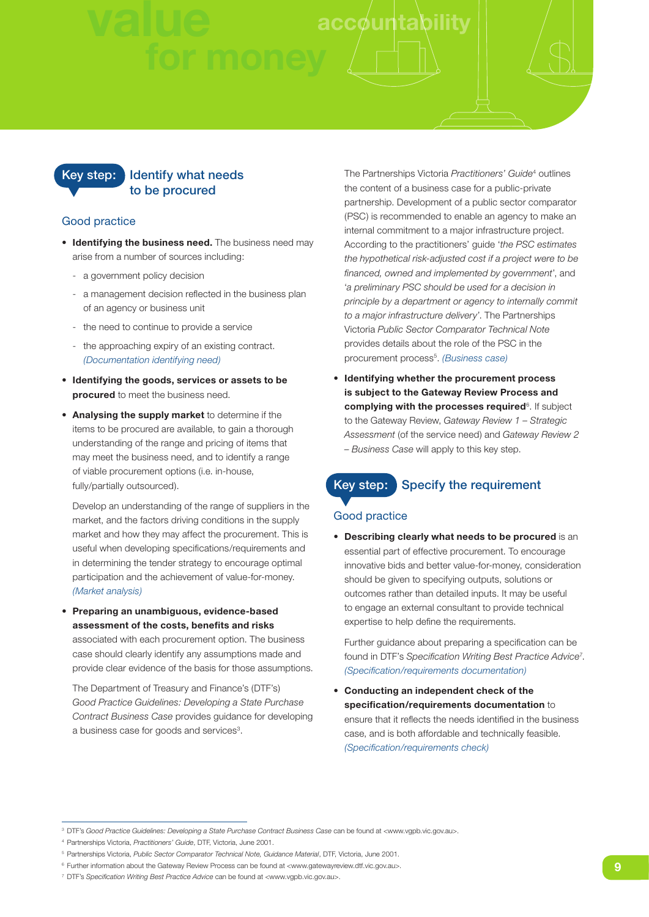## Key step: Identify what needs to be procured

### Good practice

- **Identifying the business need.** The business need may arise from a number of sources including:
  - a government policy decision
  - a management decision reflected in the business plan of an agency or business unit
  - the need to continue to provide a service
  - the approaching expiry of an existing contract. *(Documentation identifying need)*
- **Identifying the goods, services or assets to be procured** to meet the business need.
- **Analysing the supply market** to determine if the items to be procured are available, to gain a thorough understanding of the range and pricing of items that may meet the business need, and to identify a range of viable procurement options (i.e. in-house, fully/partially outsourced).

  Develop an understanding of the range of suppliers in the market, and the factors driving conditions in the supply market and how they may affect the procurement. This is useful when developing specifications/requirements and in determining the tender strategy to encourage optimal participation and the achievement of value-for-money. *(Market analysis)*
- **Preparing an unambiguous, evidence-based assessment of the costs, benefits and risks** associated with each procurement option. The business case should clearly identify any assumptions made and provide clear evidence of the basis for those assumptions.

  The Department of Treasury and Finance's (DTF's) *Good Practice Guidelines: Developing a State Purchase Contract Business Case* provides guidance for developing a business case for goods and services[3].

  The Partnerships Victoria *Practitioners' Guide*[4] outlines the content of a business case for a public-private partnership. Development of a public sector comparator (PSC) is recommended to enable an agency to make an internal commitment to a major infrastructure project. According to the practitioners' guide '*the PSC estimates the hypothetical risk-adjusted cost if a project were to be financed, owned and implemented by government*', and '*a preliminary PSC should be used for a decision in principle by a department or agency to internally commit to a major infrastructure delivery*'. The Partnerships Victoria *Public Sector Comparator Technical Note* provides details about the role of the PSC in the procurement process[5]. *(Business case)*
- **Identifying whether the procurement process is subject to the Gateway Review Process and complying with the processes required**[6]. If subject to the Gateway Review, *Gateway Review 1 – Strategic Assessment* (of the service need) and *Gateway Review 2 – Business Case* will apply to this key step.

## Key step: Specify the requirement

### Good practice

- **Describing clearly what needs to be procured** is an essential part of effective procurement. To encourage innovative bids and better value-for-money, consideration should be given to specifying outputs, solutions or outcomes rather than detailed inputs. It may be useful to engage an external consultant to provide technical expertise to help define the requirements.

  Further guidance about preparing a specification can be found in DTF's *Specification Writing Best Practice Advice*[7]. *(Specification/requirements documentation)*
- **Conducting an independent check of the specification/requirements documentation** to ensure that it reflects the needs identified in the business case, and is both affordable and technically feasible. *(Specification/requirements check)*

---

[3] DTF's *Good Practice Guidelines: Developing a State Purchase Contract Business Case* can be found at <www.vgpb.vic.gov.au>.

[4] Partnerships Victoria, *Practitioners' Guide*, DTF, Victoria, June 2001.

[5] Partnerships Victoria, *Public Sector Comparator Technical Note, Guidance Material*, DTF, Victoria, June 2001.

[6] Further information about the Gateway Review Process can be found at <www.gatewayreview.dtf.vic.gov.au>.

[7] DTF's *Specification Writing Best Practice Advice* can be found at <www.vgpb.vic.gov.au>.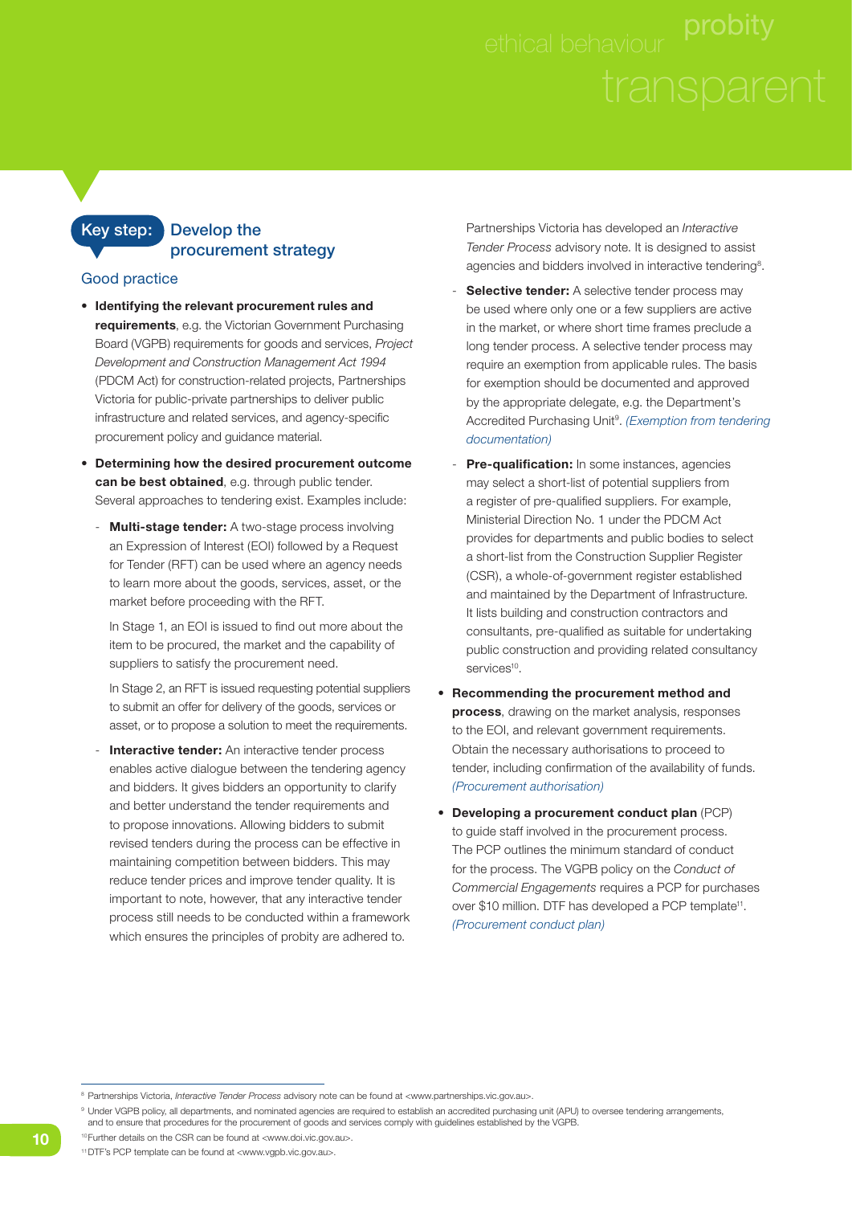## Key step: Develop the procurement strategy

### Good practice

- **Identifying the relevant procurement rules and requirements**, e.g. the Victorian Government Purchasing Board (VGPB) requirements for goods and services, *Project Development and Construction Management Act 1994* (PDCM Act) for construction-related projects, Partnerships Victoria for public-private partnerships to deliver public infrastructure and related services, and agency-specific procurement policy and guidance material.
- **Determining how the desired procurement outcome can be best obtained**, e.g. through public tender. Several approaches to tendering exist. Examples include:
  - **Multi-stage tender:** A two-stage process involving an Expression of Interest (EOI) followed by a Request for Tender (RFT) can be used where an agency needs to learn more about the goods, services, asset, or the market before proceeding with the RFT.

    In Stage 1, an EOI is issued to find out more about the item to be procured, the market and the capability of suppliers to satisfy the procurement need.

    In Stage 2, an RFT is issued requesting potential suppliers to submit an offer for delivery of the goods, services or asset, or to propose a solution to meet the requirements.
  - **Interactive tender:** An interactive tender process enables active dialogue between the tendering agency and bidders. It gives bidders an opportunity to clarify and better understand the tender requirements and to propose innovations. Allowing bidders to submit revised tenders during the process can be effective in maintaining competition between bidders. This may reduce tender prices and improve tender quality. It is important to note, however, that any interactive tender process still needs to be conducted within a framework which ensures the principles of probity are adhered to.

    Partnerships Victoria has developed an *Interactive Tender Process* advisory note. It is designed to assist agencies and bidders involved in interactive tendering[8].
  - **Selective tender:** A selective tender process may be used where only one or a few suppliers are active in the market, or where short time frames preclude a long tender process. A selective tender process may require an exemption from applicable rules. The basis for exemption should be documented and approved by the appropriate delegate, e.g. the Department's Accredited Purchasing Unit[9]. *(Exemption from tendering documentation)*
  - **Pre-qualification:** In some instances, agencies may select a short-list of potential suppliers from a register of pre-qualified suppliers. For example, Ministerial Direction No. 1 under the PDCM Act provides for departments and public bodies to select a short-list from the Construction Supplier Register (CSR), a whole-of-government register established and maintained by the Department of Infrastructure. It lists building and construction contractors and consultants, pre-qualified as suitable for undertaking public construction and providing related consultancy services[10].
- **Recommending the procurement method and process**, drawing on the market analysis, responses to the EOI, and relevant government requirements. Obtain the necessary authorisations to proceed to tender, including confirmation of the availability of funds. *(Procurement authorisation)*
- **Developing a procurement conduct plan** (PCP) to guide staff involved in the procurement process. The PCP outlines the minimum standard of conduct for the process. The VGPB policy on the *Conduct of Commercial Engagements* requires a PCP for purchases over $10 million. DTF has developed a PCP template[11]. *(Procurement conduct plan)*

---

[8] Partnerships Victoria, *Interactive Tender Process* advisory note can be found at <www.partnerships.vic.gov.au>.

[9] Under VGPB policy, all departments, and nominated agencies are required to establish an accredited purchasing unit (APU) to oversee tendering arrangements, and to ensure that procedures for the procurement of goods and services comply with guidelines established by the VGPB.

[10] Further details on the CSR can be found at <www.doi.vic.gov.au>.

[11] DTF's PCP template can be found at <www.vgpb.vic.gov.au>.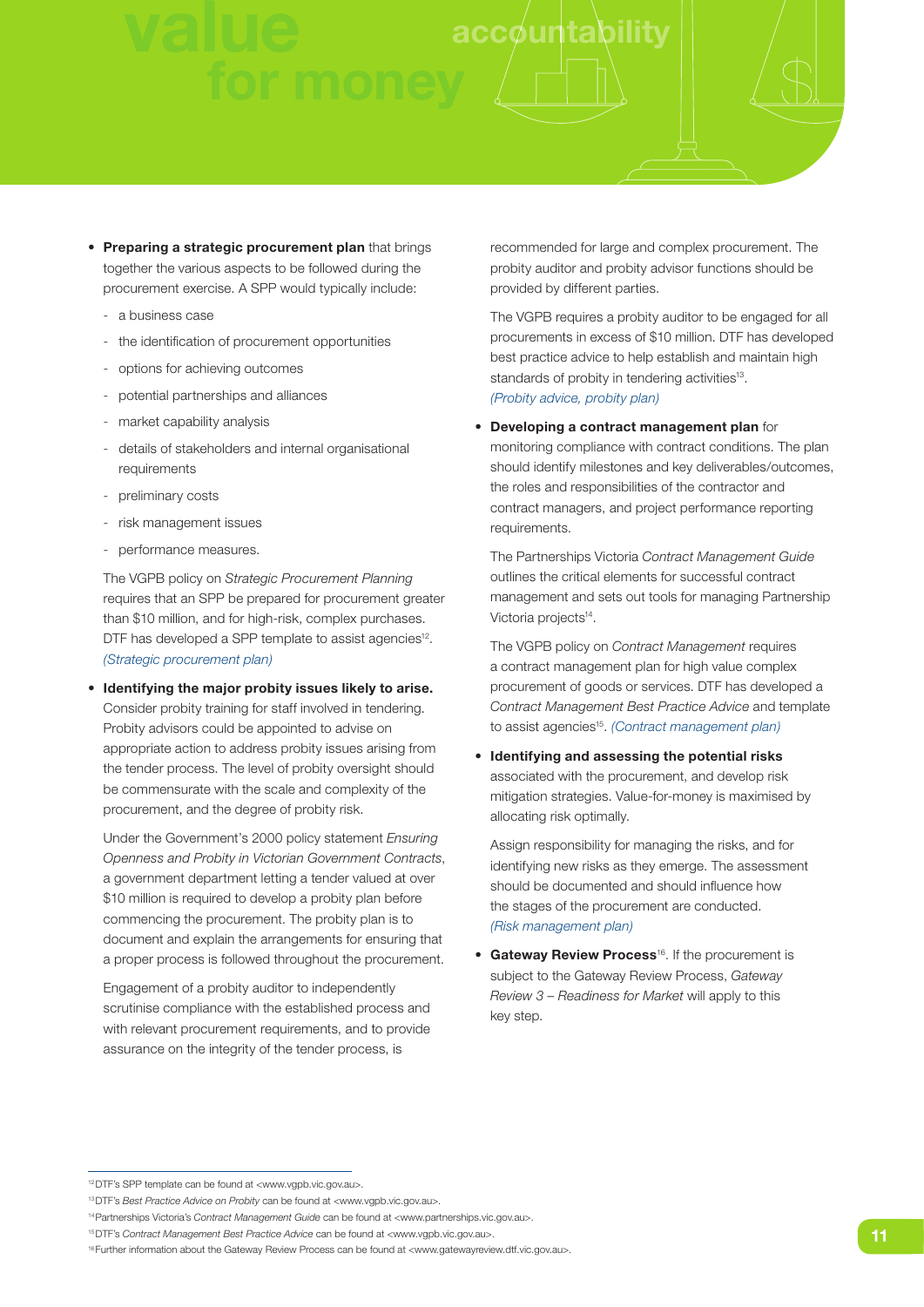- **Preparing a strategic procurement plan** that brings together the various aspects to be followed during the procurement exercise. A SPP would typically include:
  - a business case
  - the identification of procurement opportunities
  - options for achieving outcomes
  - potential partnerships and alliances
  - market capability analysis
  - details of stakeholders and internal organisational requirements
  - preliminary costs
  - risk management issues
  - performance measures.

  The VGPB policy on *Strategic Procurement Planning* requires that an SPP be prepared for procurement greater than $10 million, and for high-risk, complex purchases. DTF has developed a SPP template to assist agencies[12]. *(Strategic procurement plan)*

- **Identifying the major probity issues likely to arise.** Consider probity training for staff involved in tendering. Probity advisors could be appointed to advise on appropriate action to address probity issues arising from the tender process. The level of probity oversight should be commensurate with the scale and complexity of the procurement, and the degree of probity risk.

  Under the Government's 2000 policy statement *Ensuring Openness and Probity in Victorian Government Contracts*, a government department letting a tender valued at over $10 million is required to develop a probity plan before commencing the procurement. The probity plan is to document and explain the arrangements for ensuring that a proper process is followed throughout the procurement.

  Engagement of a probity auditor to independently scrutinise compliance with the established process and with relevant procurement requirements, and to provide assurance on the integrity of the tender process, is recommended for large and complex procurement. The probity auditor and probity advisor functions should be provided by different parties.

  The VGPB requires a probity auditor to be engaged for all procurements in excess of $10 million. DTF has developed best practice advice to help establish and maintain high standards of probity in tendering activities[13]. *(Probity advice, probity plan)*

- **Developing a contract management plan** for monitoring compliance with contract conditions. The plan should identify milestones and key deliverables/outcomes, the roles and responsibilities of the contractor and contract managers, and project performance reporting requirements.

  The Partnerships Victoria *Contract Management Guide* outlines the critical elements for successful contract management and sets out tools for managing Partnership Victoria projects[14].

  The VGPB policy on *Contract Management* requires a contract management plan for high value complex procurement of goods or services. DTF has developed a *Contract Management Best Practice Advice* and template to assist agencies[15]. *(Contract management plan)*

- **Identifying and assessing the potential risks** associated with the procurement, and develop risk mitigation strategies. Value-for-money is maximised by allocating risk optimally.

  Assign responsibility for managing the risks, and for identifying new risks as they emerge. The assessment should be documented and should influence how the stages of the procurement are conducted. *(Risk management plan)*

- **Gateway Review Process**[16]. If the procurement is subject to the Gateway Review Process, *Gateway Review 3 – Readiness for Market* will apply to this key step.

---

[12] DTF's SPP template can be found at <www.vgpb.vic.gov.au>.

[13] DTF's *Best Practice Advice on Probity* can be found at <www.vgpb.vic.gov.au>.

[14] Partnerships Victoria's *Contract Management Guide* can be found at <www.partnerships.vic.gov.au>.

[15] DTF's *Contract Management Best Practice Advice* can be found at <www.vgpb.vic.gov.au>.

[16] Further information about the Gateway Review Process can be found at <www.gatewayreview.dtf.vic.gov.au>.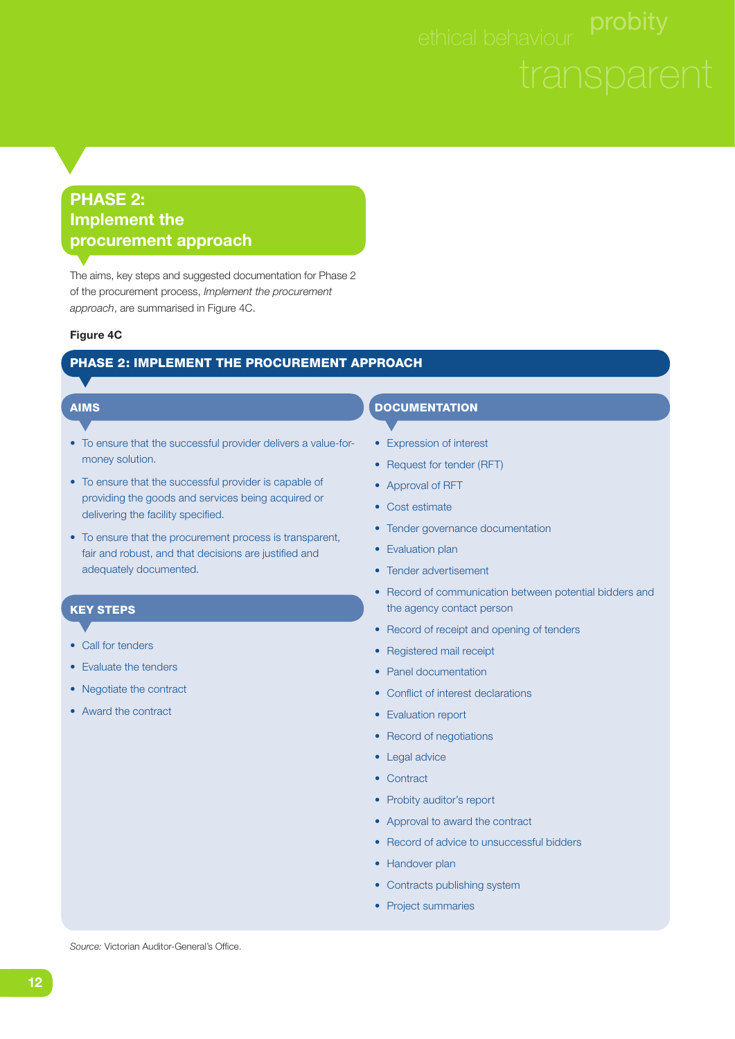## PHASE 2: Implement the procurement approach

The aims, key steps and suggested documentation for Phase 2 of the procurement process, *Implement the procurement approach*, are summarised in Figure 4C.

**Figure 4C**

### PHASE 2: IMPLEMENT THE PROCUREMENT APPROACH

#### AIMS

- To ensure that the successful provider delivers a value-for-money solution.
- To ensure that the successful provider is capable of providing the goods and services being acquired or delivering the facility specified.
- To ensure that the procurement process is transparent, fair and robust, and that decisions are justified and adequately documented.

#### KEY STEPS

- Call for tenders
- Evaluate the tenders
- Negotiate the contract
- Award the contract

#### DOCUMENTATION

- Expression of interest
- Request for tender (RFT)
- Approval of RFT
- Cost estimate
- Tender governance documentation
- Evaluation plan
- Tender advertisement
- Record of communication between potential bidders and the agency contact person
- Record of receipt and opening of tenders
- Registered mail receipt
- Panel documentation
- Conflict of interest declarations
- Evaluation report
- Record of negotiations
- Legal advice
- Contract
- Probity auditor's report
- Approval to award the contract
- Record of advice to unsuccessful bidders
- Handover plan
- Contracts publishing system
- Project summaries

*Source:* Victorian Auditor-General's Office.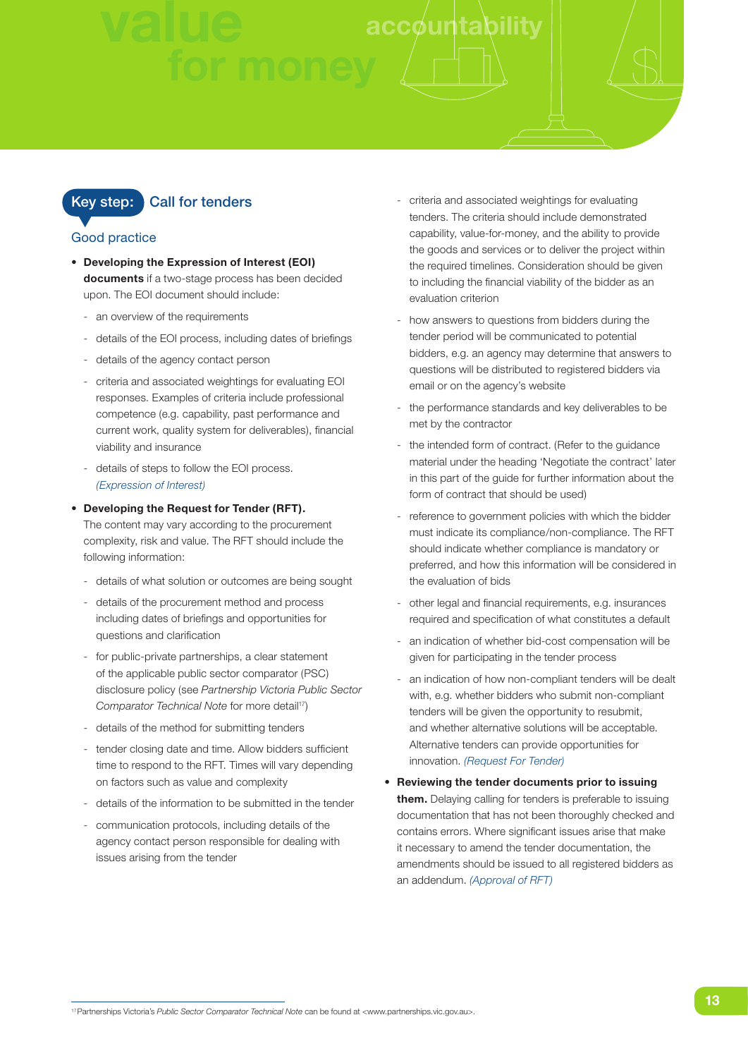## Key step: Call for tenders

### Good practice

- **Developing the Expression of Interest (EOI) documents** if a two-stage process has been decided upon. The EOI document should include:
  - an overview of the requirements
  - details of the EOI process, including dates of briefings
  - details of the agency contact person
  - criteria and associated weightings for evaluating EOI responses. Examples of criteria include professional competence (e.g. capability, past performance and current work, quality system for deliverables), financial viability and insurance
  - details of steps to follow the EOI process. *(Expression of Interest)*
- **Developing the Request for Tender (RFT).** The content may vary according to the procurement complexity, risk and value. The RFT should include the following information:
  - details of what solution or outcomes are being sought
  - details of the procurement method and process including dates of briefings and opportunities for questions and clarification
  - for public-private partnerships, a clear statement of the applicable public sector comparator (PSC) disclosure policy (see *Partnership Victoria Public Sector Comparator Technical Note* for more detail[17])
  - details of the method for submitting tenders
  - tender closing date and time. Allow bidders sufficient time to respond to the RFT. Times will vary depending on factors such as value and complexity
  - details of the information to be submitted in the tender
  - communication protocols, including details of the agency contact person responsible for dealing with issues arising from the tender
  - criteria and associated weightings for evaluating tenders. The criteria should include demonstrated capability, value-for-money, and the ability to provide the goods and services or to deliver the project within the required timelines. Consideration should be given to including the financial viability of the bidder as an evaluation criterion
  - how answers to questions from bidders during the tender period will be communicated to potential bidders, e.g. an agency may determine that answers to questions will be distributed to registered bidders via email or on the agency's website
  - the performance standards and key deliverables to be met by the contractor
  - the intended form of contract. (Refer to the guidance material under the heading 'Negotiate the contract' later in this part of the guide for further information about the form of contract that should be used)
  - reference to government policies with which the bidder must indicate its compliance/non-compliance. The RFT should indicate whether compliance is mandatory or preferred, and how this information will be considered in the evaluation of bids
  - other legal and financial requirements, e.g. insurances required and specification of what constitutes a default
  - an indication of whether bid-cost compensation will be given for participating in the tender process
  - an indication of how non-compliant tenders will be dealt with, e.g. whether bidders who submit non-compliant tenders will be given the opportunity to resubmit, and whether alternative solutions will be acceptable. Alternative tenders can provide opportunities for innovation. *(Request For Tender)*
- **Reviewing the tender documents prior to issuing them.** Delaying calling for tenders is preferable to issuing documentation that has not been thoroughly checked and contains errors. Where significant issues arise that make it necessary to amend the tender documentation, the amendments should be issued to all registered bidders as an addendum. *(Approval of RFT)*

[17] Partnerships Victoria's *Public Sector Comparator Technical Note* can be found at <www.partnerships.vic.gov.au>.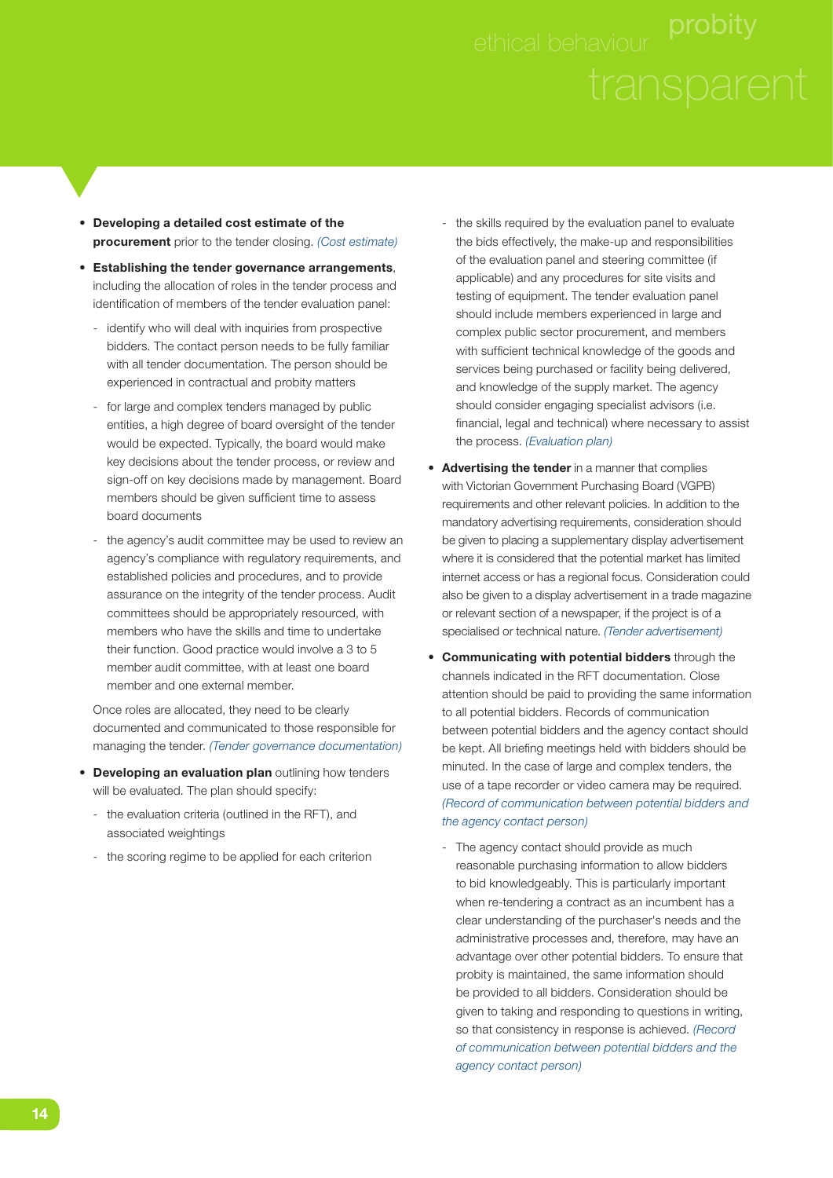- **Developing a detailed cost estimate of the procurement** prior to the tender closing. *(Cost estimate)*
- **Establishing the tender governance arrangements**, including the allocation of roles in the tender process and identification of members of the tender evaluation panel:
  - identify who will deal with inquiries from prospective bidders. The contact person needs to be fully familiar with all tender documentation. The person should be experienced in contractual and probity matters
  - for large and complex tenders managed by public entities, a high degree of board oversight of the tender would be expected. Typically, the board would make key decisions about the tender process, or review and sign-off on key decisions made by management. Board members should be given sufficient time to assess board documents
  - the agency's audit committee may be used to review an agency's compliance with regulatory requirements, and established policies and procedures, and to provide assurance on the integrity of the tender process. Audit committees should be appropriately resourced, with members who have the skills and time to undertake their function. Good practice would involve a 3 to 5 member audit committee, with at least one board member and one external member.

  Once roles are allocated, they need to be clearly documented and communicated to those responsible for managing the tender. *(Tender governance documentation)*
- **Developing an evaluation plan** outlining how tenders will be evaluated. The plan should specify:
  - the evaluation criteria (outlined in the RFT), and associated weightings
  - the scoring regime to be applied for each criterion
  - the skills required by the evaluation panel to evaluate the bids effectively, the make-up and responsibilities of the evaluation panel and steering committee (if applicable) and any procedures for site visits and testing of equipment. The tender evaluation panel should include members experienced in large and complex public sector procurement, and members with sufficient technical knowledge of the goods and services being purchased or facility being delivered, and knowledge of the supply market. The agency should consider engaging specialist advisors (i.e. financial, legal and technical) where necessary to assist the process. *(Evaluation plan)*
- **Advertising the tender** in a manner that complies with Victorian Government Purchasing Board (VGPB) requirements and other relevant policies. In addition to the mandatory advertising requirements, consideration should be given to placing a supplementary display advertisement where it is considered that the potential market has limited internet access or has a regional focus. Consideration could also be given to a display advertisement in a trade magazine or relevant section of a newspaper, if the project is of a specialised or technical nature. *(Tender advertisement)*
- **Communicating with potential bidders** through the channels indicated in the RFT documentation. Close attention should be paid to providing the same information to all potential bidders. Records of communication between potential bidders and the agency contact should be kept. All briefing meetings held with bidders should be minuted. In the case of large and complex tenders, the use of a tape recorder or video camera may be required. *(Record of communication between potential bidders and the agency contact person)*
  - The agency contact should provide as much reasonable purchasing information to allow bidders to bid knowledgeably. This is particularly important when re-tendering a contract as an incumbent has a clear understanding of the purchaser's needs and the administrative processes and, therefore, may have an advantage over other potential bidders. To ensure that probity is maintained, the same information should be provided to all bidders. Consideration should be given to taking and responding to questions in writing, so that consistency in response is achieved. *(Record of communication between potential bidders and the agency contact person)*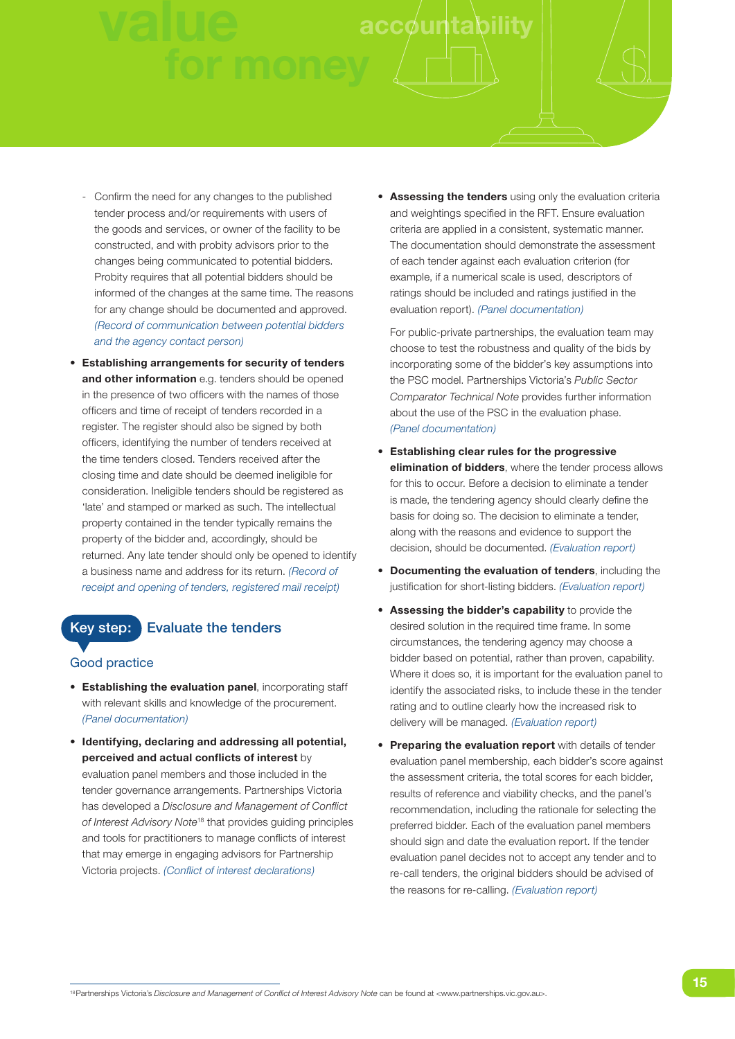- Confirm the need for any changes to the published tender process and/or requirements with users of the goods and services, or owner of the facility to be constructed, and with probity advisors prior to the changes being communicated to potential bidders. Probity requires that all potential bidders should be informed of the changes at the same time. The reasons for any change should be documented and approved. *(Record of communication between potential bidders and the agency contact person)*

- **Establishing arrangements for security of tenders and other information** e.g. tenders should be opened in the presence of two officers with the names of those officers and time of receipt of tenders recorded in a register. The register should also be signed by both officers, identifying the number of tenders received at the time tenders closed. Tenders received after the closing time and date should be deemed ineligible for consideration. Ineligible tenders should be registered as 'late' and stamped or marked as such. The intellectual property contained in the tender typically remains the property of the bidder and, accordingly, should be returned. Any late tender should only be opened to identify a business name and address for its return. *(Record of receipt and opening of tenders, registered mail receipt)*

## Key step: Evaluate the tenders

### Good practice

- **Establishing the evaluation panel**, incorporating staff with relevant skills and knowledge of the procurement. *(Panel documentation)*

- **Identifying, declaring and addressing all potential, perceived and actual conflicts of interest** by evaluation panel members and those included in the tender governance arrangements. Partnerships Victoria has developed a *Disclosure and Management of Conflict of Interest Advisory Note*[18] that provides guiding principles and tools for practitioners to manage conflicts of interest that may emerge in engaging advisors for Partnership Victoria projects. *(Conflict of interest declarations)*

- **Assessing the tenders** using only the evaluation criteria and weightings specified in the RFT. Ensure evaluation criteria are applied in a consistent, systematic manner. The documentation should demonstrate the assessment of each tender against each evaluation criterion (for example, if a numerical scale is used, descriptors of ratings should be included and ratings justified in the evaluation report). *(Panel documentation)*

  For public-private partnerships, the evaluation team may choose to test the robustness and quality of the bids by incorporating some of the bidder's key assumptions into the PSC model. Partnerships Victoria's *Public Sector Comparator Technical Note* provides further information about the use of the PSC in the evaluation phase. *(Panel documentation)*

- **Establishing clear rules for the progressive elimination of bidders**, where the tender process allows for this to occur. Before a decision to eliminate a tender is made, the tendering agency should clearly define the basis for doing so. The decision to eliminate a tender, along with the reasons and evidence to support the decision, should be documented. *(Evaluation report)*

- **Documenting the evaluation of tenders**, including the justification for short-listing bidders. *(Evaluation report)*

- **Assessing the bidder's capability** to provide the desired solution in the required time frame. In some circumstances, the tendering agency may choose a bidder based on potential, rather than proven, capability. Where it does so, it is important for the evaluation panel to identify the associated risks, to include these in the tender rating and to outline clearly how the increased risk to delivery will be managed. *(Evaluation report)*

- **Preparing the evaluation report** with details of tender evaluation panel membership, each bidder's score against the assessment criteria, the total scores for each bidder, results of reference and viability checks, and the panel's recommendation, including the rationale for selecting the preferred bidder. Each of the evaluation panel members should sign and date the evaluation report. If the tender evaluation panel decides not to accept any tender and to re-call tenders, the original bidders should be advised of the reasons for re-calling. *(Evaluation report)*

---

[18] Partnerships Victoria's *Disclosure and Management of Conflict of Interest Advisory Note* can be found at <www.partnerships.vic.gov.au>.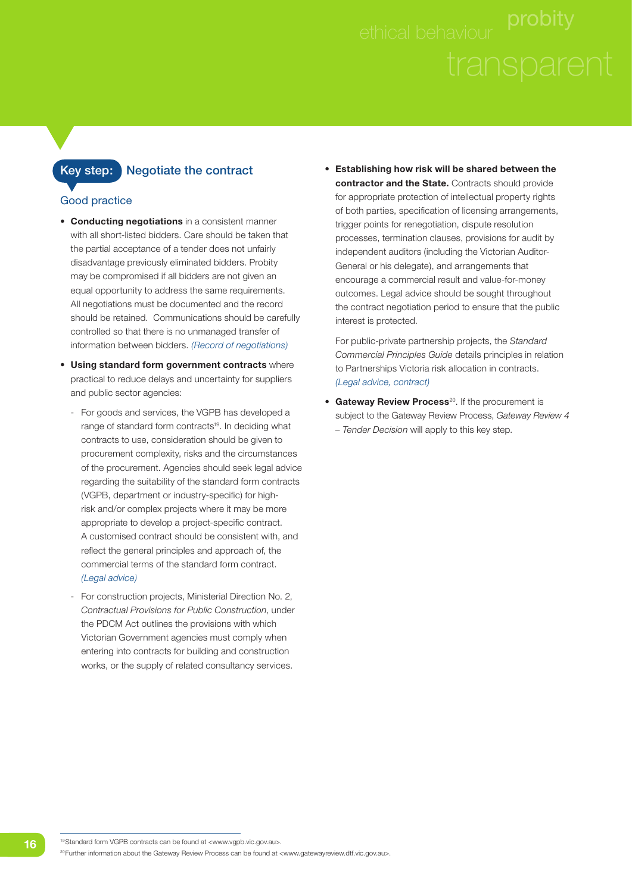## Key step: Negotiate the contract

### Good practice

- **Conducting negotiations** in a consistent manner with all short-listed bidders. Care should be taken that the partial acceptance of a tender does not unfairly disadvantage previously eliminated bidders. Probity may be compromised if all bidders are not given an equal opportunity to address the same requirements. All negotiations must be documented and the record should be retained. Communications should be carefully controlled so that there is no unmanaged transfer of information between bidders. *(Record of negotiations)*

- **Using standard form government contracts** where practical to reduce delays and uncertainty for suppliers and public sector agencies:

  - For goods and services, the VGPB has developed a range of standard form contracts[19]. In deciding what contracts to use, consideration should be given to procurement complexity, risks and the circumstances of the procurement. Agencies should seek legal advice regarding the suitability of the standard form contracts (VGPB, department or industry-specific) for high-risk and/or complex projects where it may be more appropriate to develop a project-specific contract. A customised contract should be consistent with, and reflect the general principles and approach of, the commercial terms of the standard form contract. *(Legal advice)*

  - For construction projects, Ministerial Direction No. 2, *Contractual Provisions for Public Construction*, under the PDCM Act outlines the provisions with which Victorian Government agencies must comply when entering into contracts for building and construction works, or the supply of related consultancy services.

- **Establishing how risk will be shared between the contractor and the State.** Contracts should provide for appropriate protection of intellectual property rights of both parties, specification of licensing arrangements, trigger points for renegotiation, dispute resolution processes, termination clauses, provisions for audit by independent auditors (including the Victorian Auditor-General or his delegate), and arrangements that encourage a commercial result and value-for-money outcomes. Legal advice should be sought throughout the contract negotiation period to ensure that the public interest is protected.

  For public-private partnership projects, the *Standard Commercial Principles Guide* details principles in relation to Partnerships Victoria risk allocation in contracts. *(Legal advice, contract)*

- **Gateway Review Process**[20]. If the procurement is subject to the Gateway Review Process, *Gateway Review 4 – Tender Decision* will apply to this key step.

[19] Standard form VGPB contracts can be found at <www.vgpb.vic.gov.au>.

[20] Further information about the Gateway Review Process can be found at <www.gatewayreview.dtf.vic.gov.au>.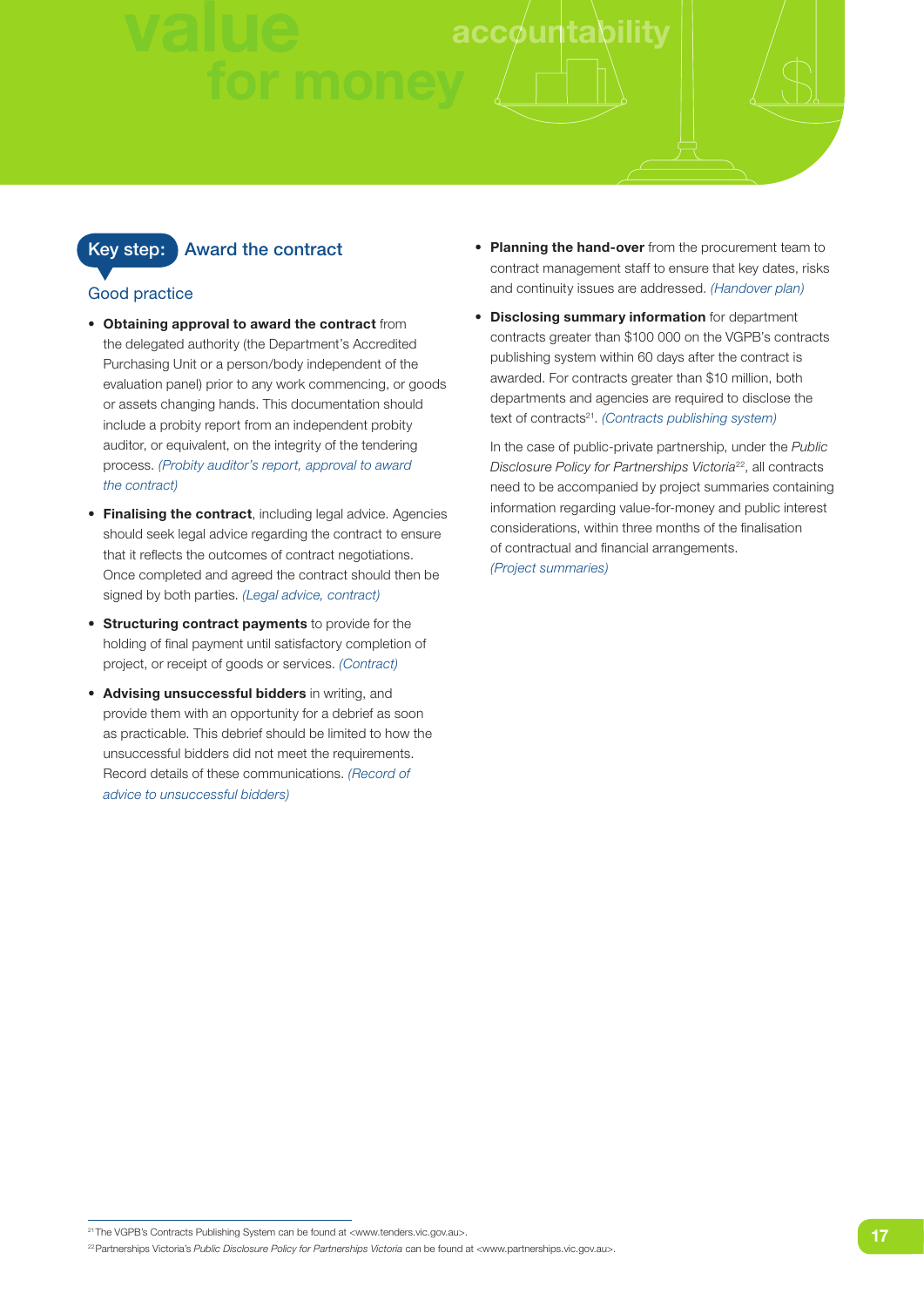## Key step: Award the contract

### Good practice

- **Obtaining approval to award the contract** from the delegated authority (the Department's Accredited Purchasing Unit or a person/body independent of the evaluation panel) prior to any work commencing, or goods or assets changing hands. This documentation should include a probity report from an independent probity auditor, or equivalent, on the integrity of the tendering process. *(Probity auditor's report, approval to award the contract)*
- **Finalising the contract**, including legal advice. Agencies should seek legal advice regarding the contract to ensure that it reflects the outcomes of contract negotiations. Once completed and agreed the contract should then be signed by both parties. *(Legal advice, contract)*
- **Structuring contract payments** to provide for the holding of final payment until satisfactory completion of project, or receipt of goods or services. *(Contract)*
- **Advising unsuccessful bidders** in writing, and provide them with an opportunity for a debrief as soon as practicable. This debrief should be limited to how the unsuccessful bidders did not meet the requirements. Record details of these communications. *(Record of advice to unsuccessful bidders)*
- **Planning the hand-over** from the procurement team to contract management staff to ensure that key dates, risks and continuity issues are addressed. *(Handover plan)*
- **Disclosing summary information** for department contracts greater than $100 000 on the VGPB's contracts publishing system within 60 days after the contract is awarded. For contracts greater than $10 million, both departments and agencies are required to disclose the text of contracts[21]. *(Contracts publishing system)*

  In the case of public-private partnership, under the *Public Disclosure Policy for Partnerships Victoria*[22], all contracts need to be accompanied by project summaries containing information regarding value-for-money and public interest considerations, within three months of the finalisation of contractual and financial arrangements. *(Project summaries)*

[21] The VGPB's Contracts Publishing System can be found at <www.tenders.vic.gov.au>.

[22] Partnerships Victoria's *Public Disclosure Policy for Partnerships Victoria* can be found at <www.partnerships.vic.gov.au>.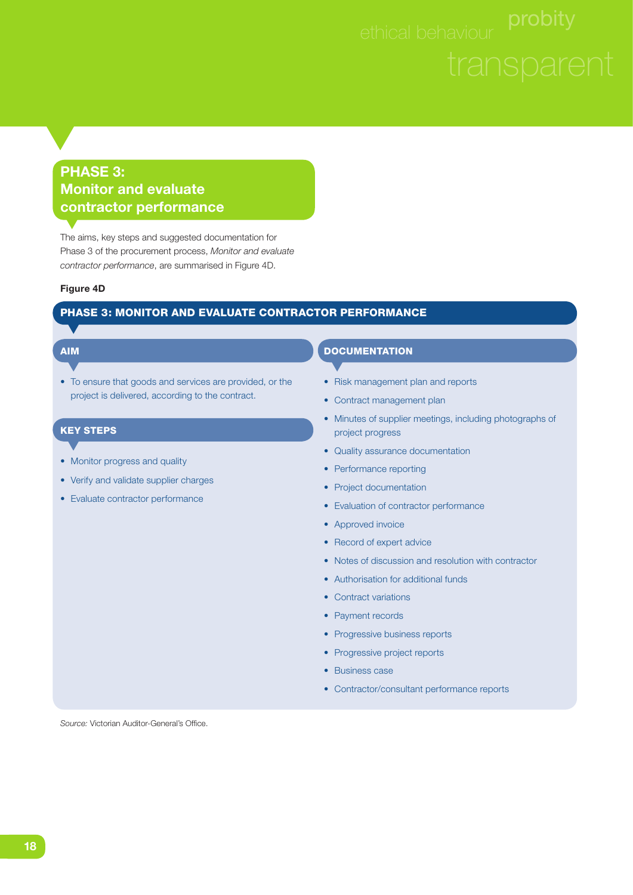## PHASE 3: Monitor and evaluate contractor performance

The aims, key steps and suggested documentation for Phase 3 of the procurement process, *Monitor and evaluate contractor performance*, are summarised in Figure 4D.

**Figure 4D**

### PHASE 3: MONITOR AND EVALUATE CONTRACTOR PERFORMANCE

#### AIM

- To ensure that goods and services are provided, or the project is delivered, according to the contract.

#### KEY STEPS

- Monitor progress and quality
- Verify and validate supplier charges
- Evaluate contractor performance

#### DOCUMENTATION

- Risk management plan and reports
- Contract management plan
- Minutes of supplier meetings, including photographs of project progress
- Quality assurance documentation
- Performance reporting
- Project documentation
- Evaluation of contractor performance
- Approved invoice
- Record of expert advice
- Notes of discussion and resolution with contractor
- Authorisation for additional funds
- Contract variations
- Payment records
- Progressive business reports
- Progressive project reports
- Business case
- Contractor/consultant performance reports

*Source:* Victorian Auditor-General's Office.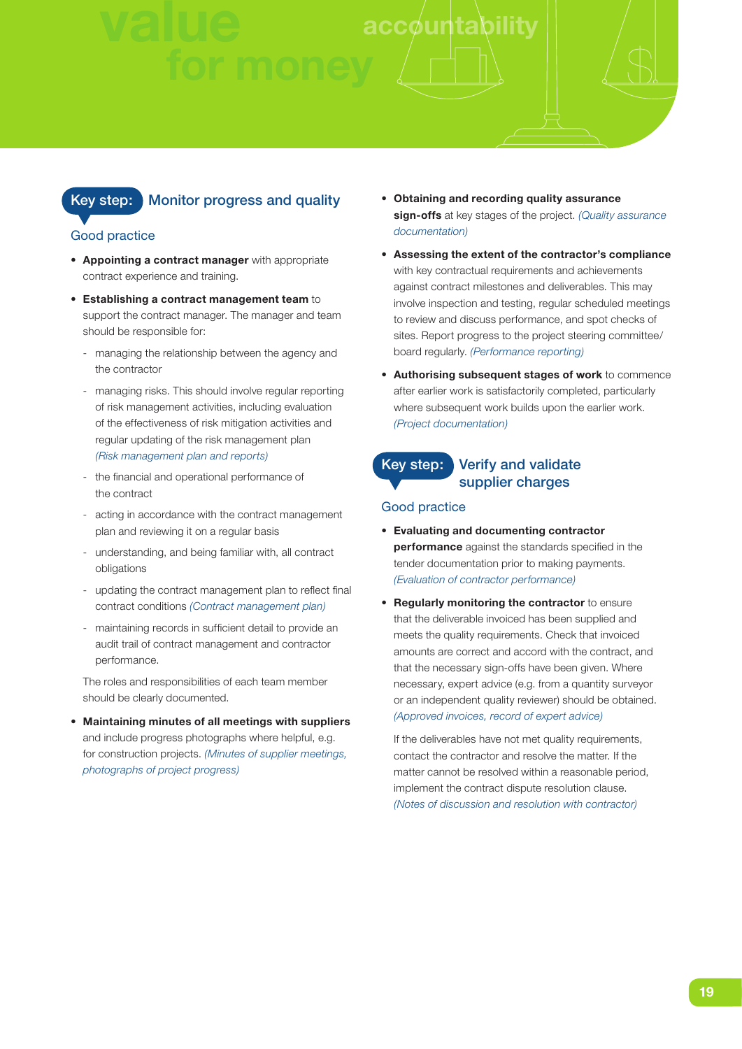## Key step: Monitor progress and quality

### Good practice

- **Appointing a contract manager** with appropriate contract experience and training.
- **Establishing a contract management team** to support the contract manager. The manager and team should be responsible for:
  - managing the relationship between the agency and the contractor
  - managing risks. This should involve regular reporting of risk management activities, including evaluation of the effectiveness of risk mitigation activities and regular updating of the risk management plan *(Risk management plan and reports)*
  - the financial and operational performance of the contract
  - acting in accordance with the contract management plan and reviewing it on a regular basis
  - understanding, and being familiar with, all contract obligations
  - updating the contract management plan to reflect final contract conditions *(Contract management plan)*
  - maintaining records in sufficient detail to provide an audit trail of contract management and contractor performance.

  The roles and responsibilities of each team member should be clearly documented.
- **Maintaining minutes of all meetings with suppliers** and include progress photographs where helpful, e.g. for construction projects. *(Minutes of supplier meetings, photographs of project progress)*
- **Obtaining and recording quality assurance sign-offs** at key stages of the project. *(Quality assurance documentation)*
- **Assessing the extent of the contractor's compliance** with key contractual requirements and achievements against contract milestones and deliverables. This may involve inspection and testing, regular scheduled meetings to review and discuss performance, and spot checks of sites. Report progress to the project steering committee/ board regularly. *(Performance reporting)*
- **Authorising subsequent stages of work** to commence after earlier work is satisfactorily completed, particularly where subsequent work builds upon the earlier work. *(Project documentation)*

## Key step: Verify and validate supplier charges

### Good practice

- **Evaluating and documenting contractor performance** against the standards specified in the tender documentation prior to making payments. *(Evaluation of contractor performance)*
- **Regularly monitoring the contractor** to ensure that the deliverable invoiced has been supplied and meets the quality requirements. Check that invoiced amounts are correct and accord with the contract, and that the necessary sign-offs have been given. Where necessary, expert advice (e.g. from a quantity surveyor or an independent quality reviewer) should be obtained. *(Approved invoices, record of expert advice)*

  If the deliverables have not met quality requirements, contact the contractor and resolve the matter. If the matter cannot be resolved within a reasonable period, implement the contract dispute resolution clause. *(Notes of discussion and resolution with contractor)*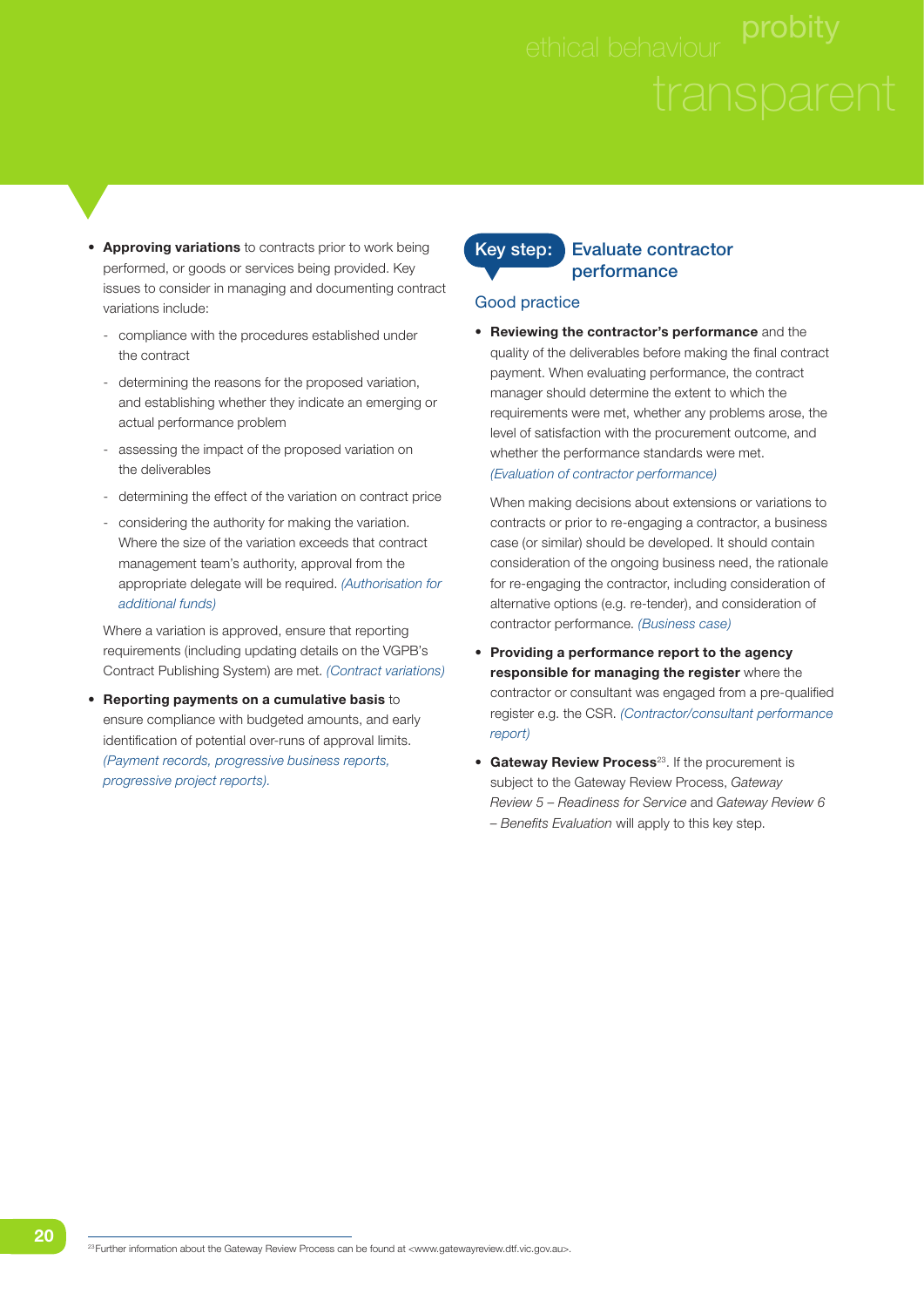- **Approving variations** to contracts prior to work being performed, or goods or services being provided. Key issues to consider in managing and documenting contract variations include:
  - compliance with the procedures established under the contract
  - determining the reasons for the proposed variation, and establishing whether they indicate an emerging or actual performance problem
  - assessing the impact of the proposed variation on the deliverables
  - determining the effect of the variation on contract price
  - considering the authority for making the variation. Where the size of the variation exceeds that contract management team's authority, approval from the appropriate delegate will be required. *(Authorisation for additional funds)*

  Where a variation is approved, ensure that reporting requirements (including updating details on the VGPB's Contract Publishing System) are met. *(Contract variations)*

- **Reporting payments on a cumulative basis** to ensure compliance with budgeted amounts, and early identification of potential over-runs of approval limits. *(Payment records, progressive business reports, progressive project reports).*

## Key step: Evaluate contractor performance

### Good practice

- **Reviewing the contractor's performance** and the quality of the deliverables before making the final contract payment. When evaluating performance, the contract manager should determine the extent to which the requirements were met, whether any problems arose, the level of satisfaction with the procurement outcome, and whether the performance standards were met. *(Evaluation of contractor performance)*

  When making decisions about extensions or variations to contracts or prior to re-engaging a contractor, a business case (or similar) should be developed. It should contain consideration of the ongoing business need, the rationale for re-engaging the contractor, including consideration of alternative options (e.g. re-tender), and consideration of contractor performance. *(Business case)*

- **Providing a performance report to the agency responsible for managing the register** where the contractor or consultant was engaged from a pre-qualified register e.g. the CSR. *(Contractor/consultant performance report)*

- **Gateway Review Process**[23]. If the procurement is subject to the Gateway Review Process, *Gateway Review 5 – Readiness for Service* and *Gateway Review 6 – Benefits Evaluation* will apply to this key step.

[23] Further information about the Gateway Review Process can be found at <www.gatewayreview.dtf.vic.gov.au>.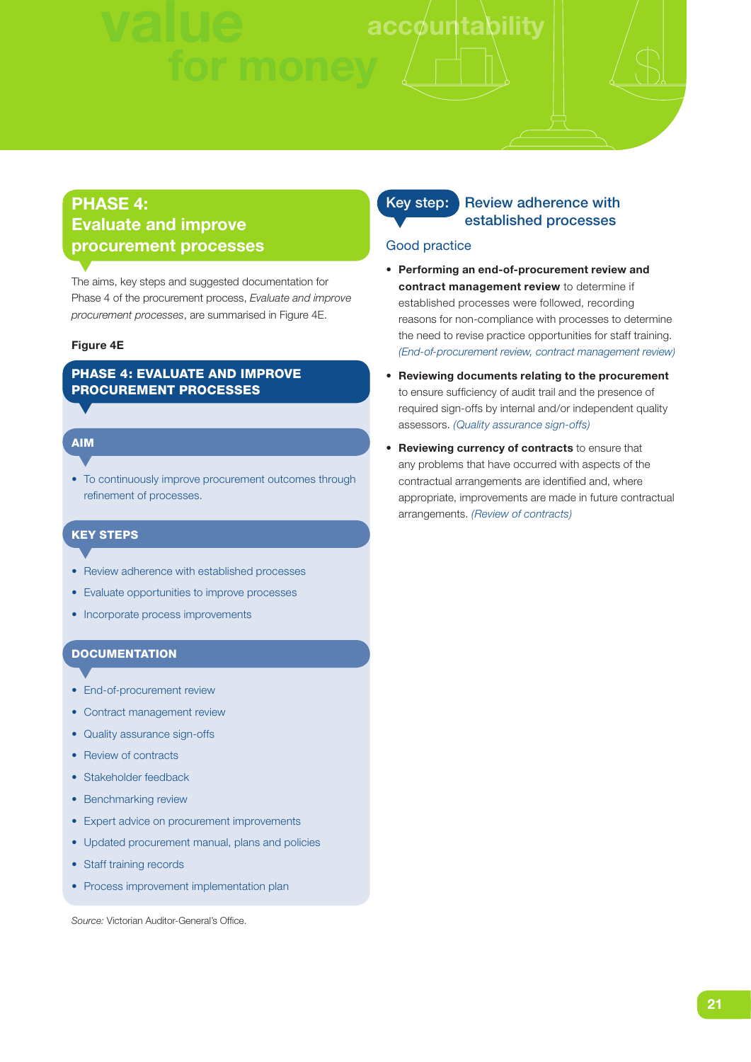## PHASE 4: Evaluate and improve procurement processes

The aims, key steps and suggested documentation for Phase 4 of the procurement process, *Evaluate and improve procurement processes*, are summarised in Figure 4E.

**Figure 4E**

### PHASE 4: EVALUATE AND IMPROVE PROCUREMENT PROCESSES

**AIM**

- To continuously improve procurement outcomes through refinement of processes.

**KEY STEPS**

- Review adherence with established processes
- Evaluate opportunities to improve processes
- Incorporate process improvements

**DOCUMENTATION**

- End-of-procurement review
- Contract management review
- Quality assurance sign-offs
- Review of contracts
- Stakeholder feedback
- Benchmarking review
- Expert advice on procurement improvements
- Updated procurement manual, plans and policies
- Staff training records
- Process improvement implementation plan

*Source:* Victorian Auditor-General's Office.

### Key step: Review adherence with established processes

#### Good practice

- **Performing an end-of-procurement review and contract management review** to determine if established processes were followed, recording reasons for non-compliance with processes to determine the need to revise practice opportunities for staff training. *(End-of-procurement review, contract management review)*
- **Reviewing documents relating to the procurement** to ensure sufficiency of audit trail and the presence of required sign-offs by internal and/or independent quality assessors. *(Quality assurance sign-offs)*
- **Reviewing currency of contracts** to ensure that any problems that have occurred with aspects of the contractual arrangements are identified and, where appropriate, improvements are made in future contractual arrangements. *(Review of contracts)*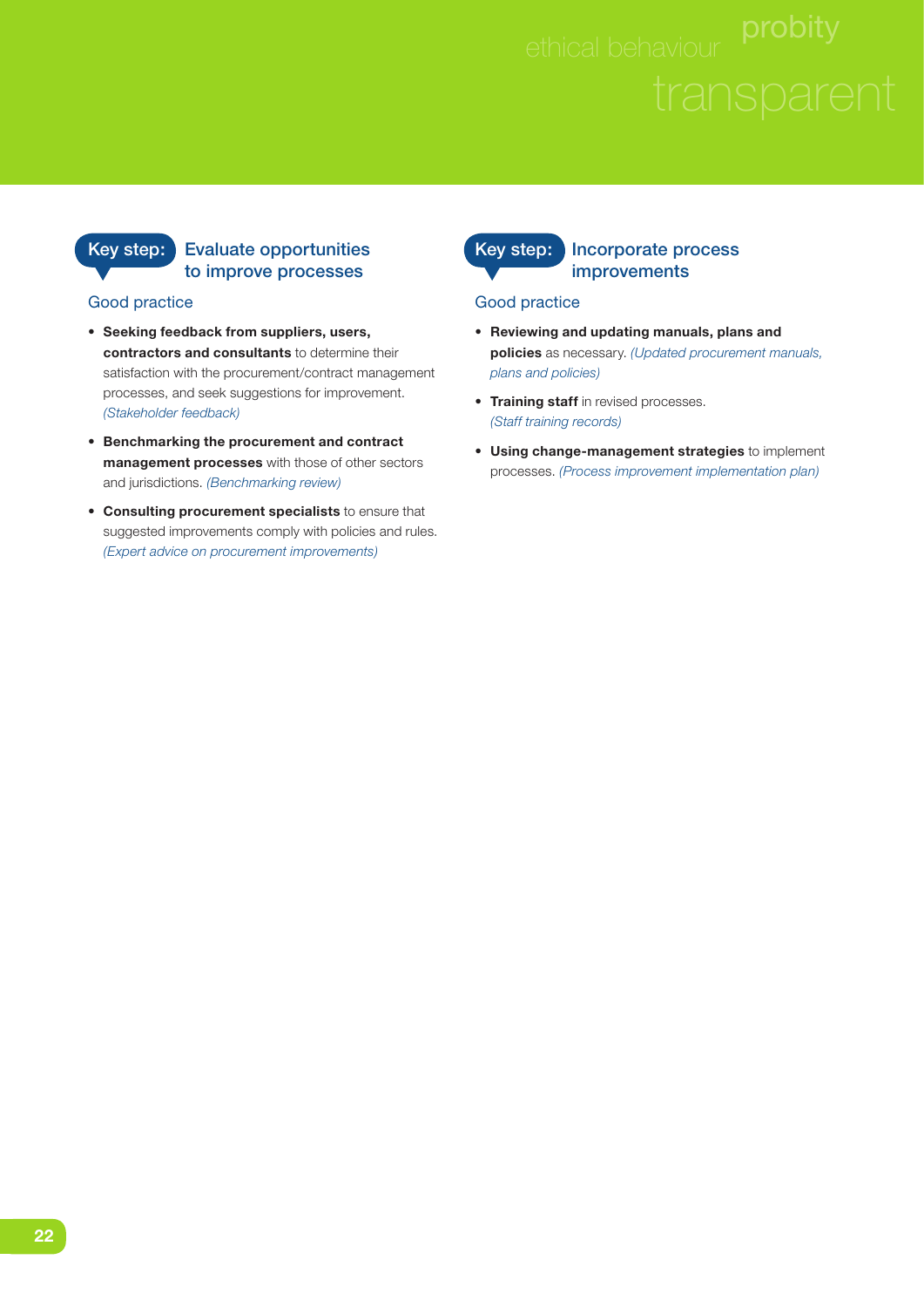## Key step: Evaluate opportunities to improve processes

### Good practice

- **Seeking feedback from suppliers, users, contractors and consultants** to determine their satisfaction with the procurement/contract management processes, and seek suggestions for improvement. *(Stakeholder feedback)*
- **Benchmarking the procurement and contract management processes** with those of other sectors and jurisdictions. *(Benchmarking review)*
- **Consulting procurement specialists** to ensure that suggested improvements comply with policies and rules. *(Expert advice on procurement improvements)*

## Key step: Incorporate process improvements

### Good practice

- **Reviewing and updating manuals, plans and policies** as necessary. *(Updated procurement manuals, plans and policies)*
- **Training staff** in revised processes. *(Staff training records)*
- **Using change-management strategies** to implement processes. *(Process improvement implementation plan)*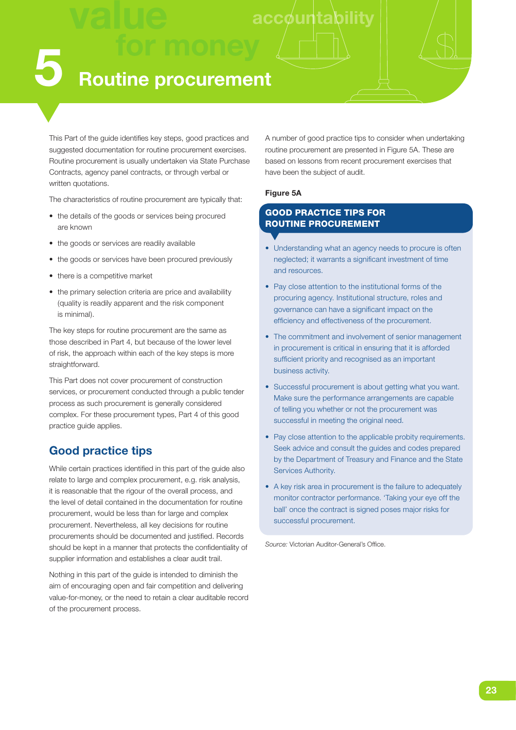# 5 Routine procurement

This Part of the guide identifies key steps, good practices and suggested documentation for routine procurement exercises. Routine procurement is usually undertaken via State Purchase Contracts, agency panel contracts, or through verbal or written quotations.

The characteristics of routine procurement are typically that:

- the details of the goods or services being procured are known
- the goods or services are readily available
- the goods or services have been procured previously
- there is a competitive market
- the primary selection criteria are price and availability (quality is readily apparent and the risk component is minimal).

The key steps for routine procurement are the same as those described in Part 4, but because of the lower level of risk, the approach within each of the key steps is more straightforward.

This Part does not cover procurement of construction services, or procurement conducted through a public tender process as such procurement is generally considered complex. For these procurement types, Part 4 of this good practice guide applies.

## Good practice tips

While certain practices identified in this part of the guide also relate to large and complex procurement, e.g. risk analysis, it is reasonable that the rigour of the overall process, and the level of detail contained in the documentation for routine procurement, would be less than for large and complex procurement. Nevertheless, all key decisions for routine procurements should be documented and justified. Records should be kept in a manner that protects the confidentiality of supplier information and establishes a clear audit trail.

Nothing in this part of the guide is intended to diminish the aim of encouraging open and fair competition and delivering value-for-money, or the need to retain a clear auditable record of the procurement process.

A number of good practice tips to consider when undertaking routine procurement are presented in Figure 5A. These are based on lessons from recent procurement exercises that have been the subject of audit.

**Figure 5A**

**GOOD PRACTICE TIPS FOR ROUTINE PROCUREMENT**

- Understanding what an agency needs to procure is often neglected; it warrants a significant investment of time and resources.
- Pay close attention to the institutional forms of the procuring agency. Institutional structure, roles and governance can have a significant impact on the efficiency and effectiveness of the procurement.
- The commitment and involvement of senior management in procurement is critical in ensuring that it is afforded sufficient priority and recognised as an important business activity.
- Successful procurement is about getting what you want. Make sure the performance arrangements are capable of telling you whether or not the procurement was successful in meeting the original need.
- Pay close attention to the applicable probity requirements. Seek advice and consult the guides and codes prepared by the Department of Treasury and Finance and the State Services Authority.
- A key risk area in procurement is the failure to adequately monitor contractor performance. 'Taking your eye off the ball' once the contract is signed poses major risks for successful procurement.

*Source:* Victorian Auditor-General's Office.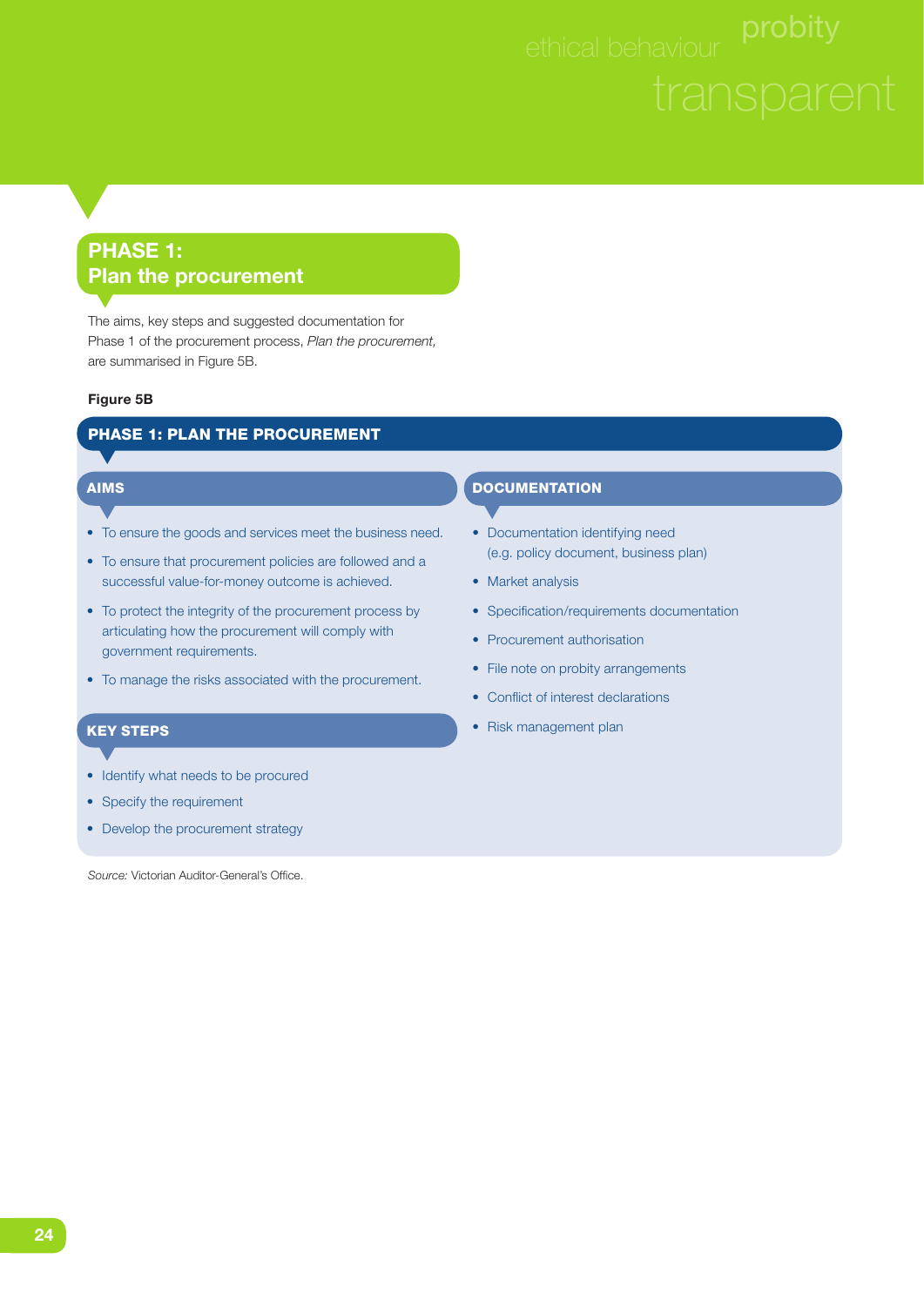## PHASE 1: Plan the procurement

The aims, key steps and suggested documentation for Phase 1 of the procurement process, *Plan the procurement,* are summarised in Figure 5B.

**Figure 5B**

### PHASE 1: PLAN THE PROCUREMENT

#### AIMS

- To ensure the goods and services meet the business need.
- To ensure that procurement policies are followed and a successful value-for-money outcome is achieved.
- To protect the integrity of the procurement process by articulating how the procurement will comply with government requirements.
- To manage the risks associated with the procurement.

#### KEY STEPS

- Identify what needs to be procured
- Specify the requirement
- Develop the procurement strategy

#### DOCUMENTATION

- Documentation identifying need (e.g. policy document, business plan)
- Market analysis
- Specification/requirements documentation
- Procurement authorisation
- File note on probity arrangements
- Conflict of interest declarations
- Risk management plan

*Source:* Victorian Auditor-General's Office.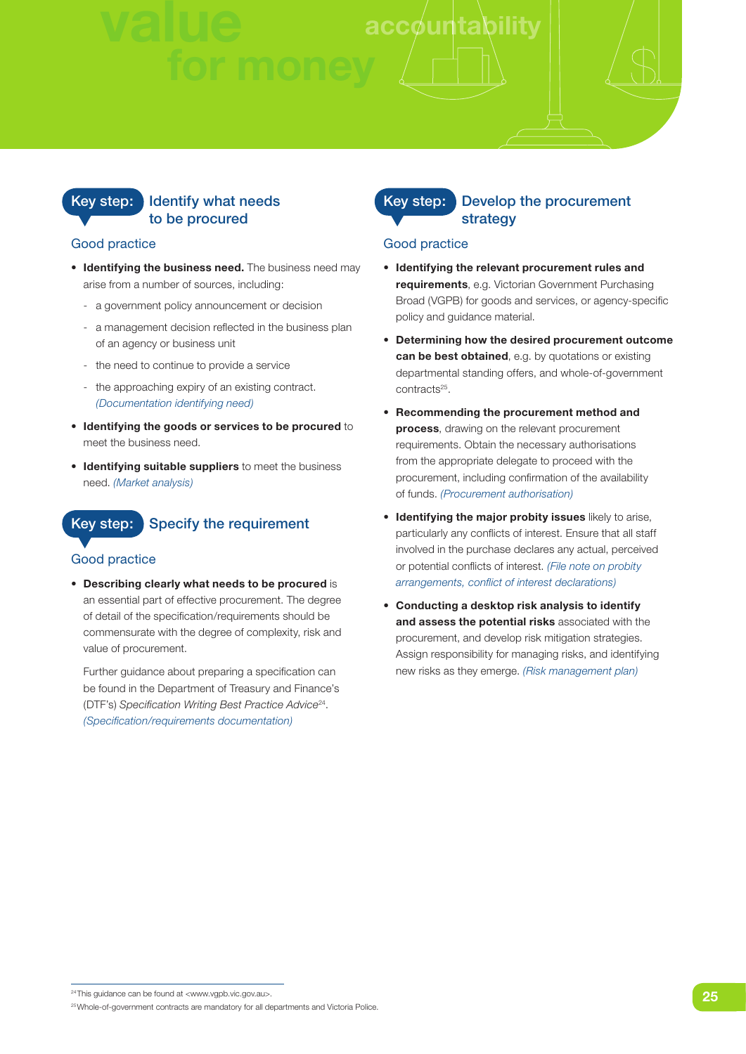## Key step: Identify what needs to be procured

### Good practice

- **Identifying the business need.** The business need may arise from a number of sources, including:
  - a government policy announcement or decision
  - a management decision reflected in the business plan of an agency or business unit
  - the need to continue to provide a service
  - the approaching expiry of an existing contract. *(Documentation identifying need)*
- **Identifying the goods or services to be procured** to meet the business need.
- **Identifying suitable suppliers** to meet the business need. *(Market analysis)*

## Key step: Specify the requirement

### Good practice

- **Describing clearly what needs to be procured** is an essential part of effective procurement. The degree of detail of the specification/requirements should be commensurate with the degree of complexity, risk and value of procurement.

  Further guidance about preparing a specification can be found in the Department of Treasury and Finance's (DTF's) *Specification Writing Best Practice Advice*[24]. *(Specification/requirements documentation)*

## Key step: Develop the procurement strategy

### Good practice

- **Identifying the relevant procurement rules and requirements**, e.g. Victorian Government Purchasing Broad (VGPB) for goods and services, or agency-specific policy and guidance material.
- **Determining how the desired procurement outcome can be best obtained**, e.g. by quotations or existing departmental standing offers, and whole-of-government contracts[25].
- **Recommending the procurement method and process**, drawing on the relevant procurement requirements. Obtain the necessary authorisations from the appropriate delegate to proceed with the procurement, including confirmation of the availability of funds. *(Procurement authorisation)*
- **Identifying the major probity issues** likely to arise, particularly any conflicts of interest. Ensure that all staff involved in the purchase declares any actual, perceived or potential conflicts of interest. *(File note on probity arrangements, conflict of interest declarations)*
- **Conducting a desktop risk analysis to identify and assess the potential risks** associated with the procurement, and develop risk mitigation strategies. Assign responsibility for managing risks, and identifying new risks as they emerge. *(Risk management plan)*

---

[24] This guidance can be found at <www.vgpb.vic.gov.au>.

[25] Whole-of-government contracts are mandatory for all departments and Victoria Police.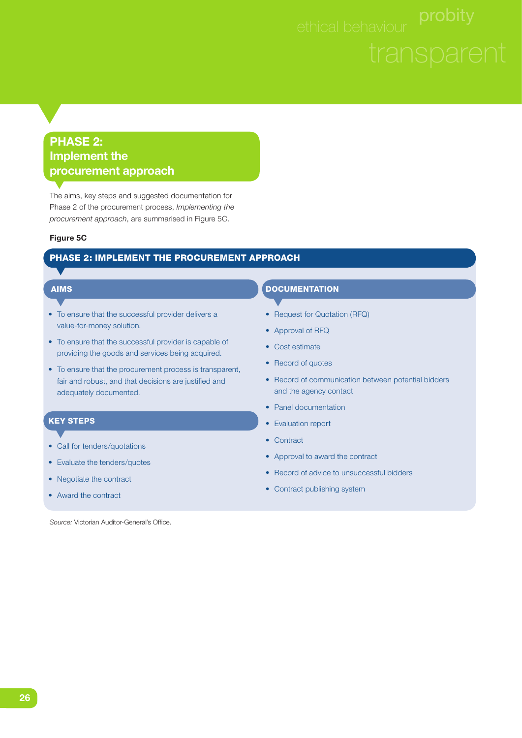## PHASE 2: Implement the procurement approach

The aims, key steps and suggested documentation for Phase 2 of the procurement process, *Implementing the procurement approach*, are summarised in Figure 5C.

**Figure 5C**

### PHASE 2: IMPLEMENT THE PROCUREMENT APPROACH

#### AIMS

- To ensure that the successful provider delivers a value-for-money solution.
- To ensure that the successful provider is capable of providing the goods and services being acquired.
- To ensure that the procurement process is transparent, fair and robust, and that decisions are justified and adequately documented.

#### KEY STEPS

- Call for tenders/quotations
- Evaluate the tenders/quotes
- Negotiate the contract
- Award the contract

#### DOCUMENTATION

- Request for Quotation (RFQ)
- Approval of RFQ
- Cost estimate
- Record of quotes
- Record of communication between potential bidders and the agency contact
- Panel documentation
- Evaluation report
- Contract
- Approval to award the contract
- Record of advice to unsuccessful bidders
- Contract publishing system

*Source:* Victorian Auditor-General's Office.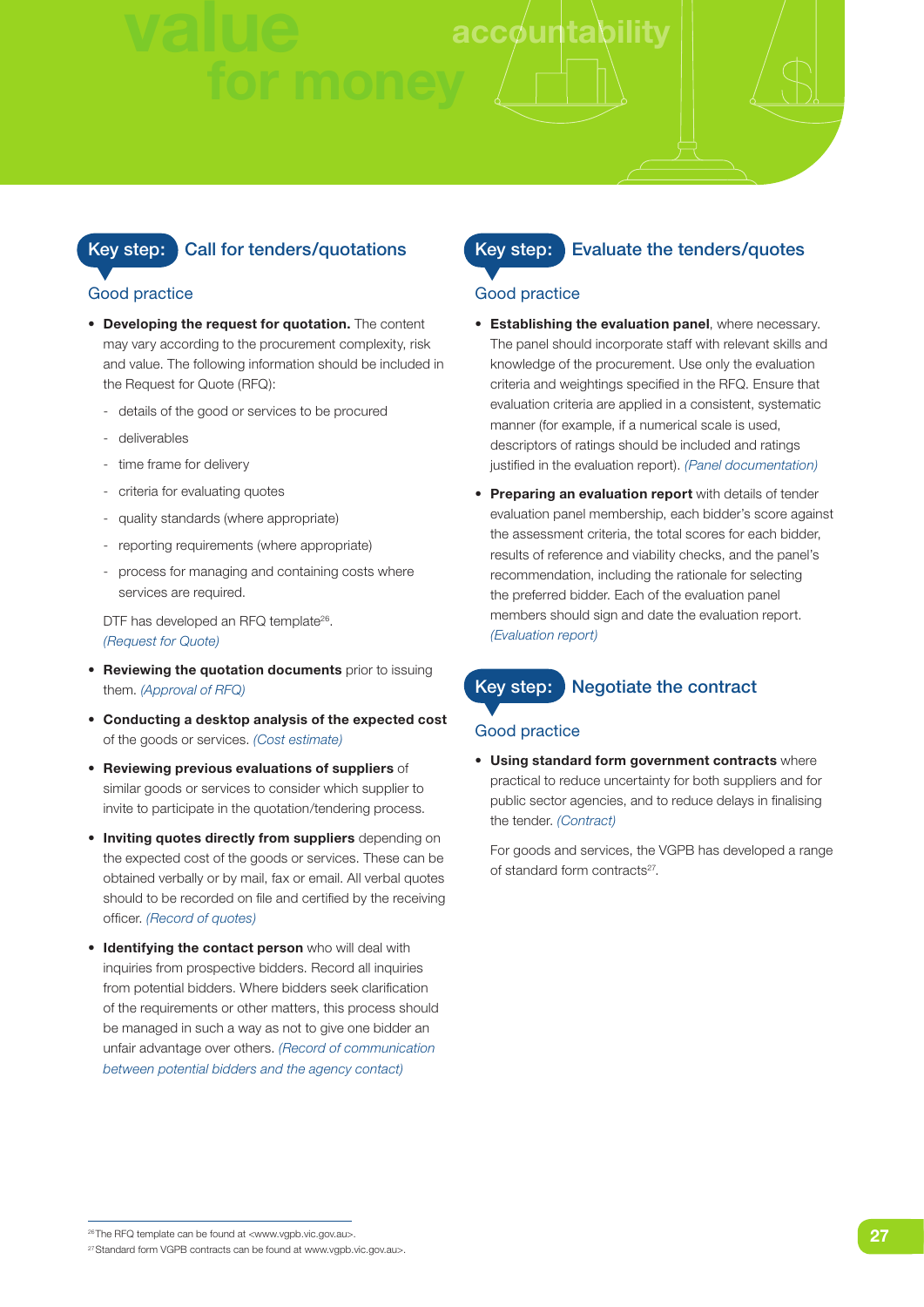## Key step: Call for tenders/quotations

### Good practice

- **Developing the request for quotation.** The content may vary according to the procurement complexity, risk and value. The following information should be included in the Request for Quote (RFQ):
  - details of the good or services to be procured
  - deliverables
  - time frame for delivery
  - criteria for evaluating quotes
  - quality standards (where appropriate)
  - reporting requirements (where appropriate)
  - process for managing and containing costs where services are required.

  DTF has developed an RFQ template[26]. *(Request for Quote)*

- **Reviewing the quotation documents** prior to issuing them. *(Approval of RFQ)*
- **Conducting a desktop analysis of the expected cost** of the goods or services. *(Cost estimate)*
- **Reviewing previous evaluations of suppliers** of similar goods or services to consider which supplier to invite to participate in the quotation/tendering process.
- **Inviting quotes directly from suppliers** depending on the expected cost of the goods or services. These can be obtained verbally or by mail, fax or email. All verbal quotes should to be recorded on file and certified by the receiving officer. *(Record of quotes)*
- **Identifying the contact person** who will deal with inquiries from prospective bidders. Record all inquiries from potential bidders. Where bidders seek clarification of the requirements or other matters, this process should be managed in such a way as not to give one bidder an unfair advantage over others. *(Record of communication between potential bidders and the agency contact)*

## Key step: Evaluate the tenders/quotes

### Good practice

- **Establishing the evaluation panel**, where necessary. The panel should incorporate staff with relevant skills and knowledge of the procurement. Use only the evaluation criteria and weightings specified in the RFQ. Ensure that evaluation criteria are applied in a consistent, systematic manner (for example, if a numerical scale is used, descriptors of ratings should be included and ratings justified in the evaluation report). *(Panel documentation)*
- **Preparing an evaluation report** with details of tender evaluation panel membership, each bidder's score against the assessment criteria, the total scores for each bidder, results of reference and viability checks, and the panel's recommendation, including the rationale for selecting the preferred bidder. Each of the evaluation panel members should sign and date the evaluation report. *(Evaluation report)*

## Key step: Negotiate the contract

### Good practice

- **Using standard form government contracts** where practical to reduce uncertainty for both suppliers and for public sector agencies, and to reduce delays in finalising the tender. *(Contract)*

  For goods and services, the VGPB has developed a range of standard form contracts[27].

---

[26] The RFQ template can be found at <www.vgpb.vic.gov.au>.

[27] Standard form VGPB contracts can be found at www.vgpb.vic.gov.au>.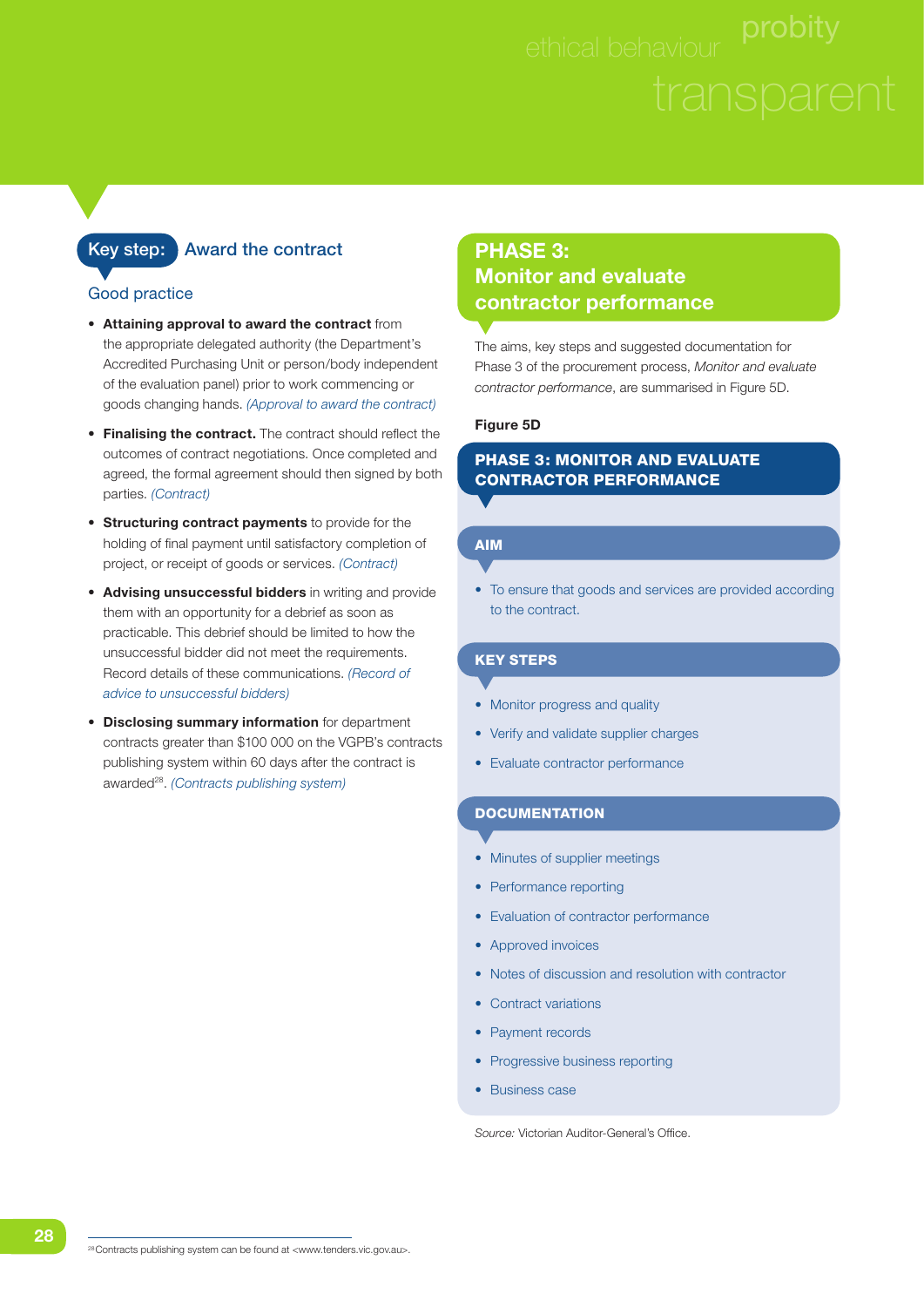## Key step: Award the contract

### Good practice

- **Attaining approval to award the contract** from the appropriate delegated authority (the Department's Accredited Purchasing Unit or person/body independent of the evaluation panel) prior to work commencing or goods changing hands. *(Approval to award the contract)*
- **Finalising the contract.** The contract should reflect the outcomes of contract negotiations. Once completed and agreed, the formal agreement should then signed by both parties. *(Contract)*
- **Structuring contract payments** to provide for the holding of final payment until satisfactory completion of project, or receipt of goods or services. *(Contract)*
- **Advising unsuccessful bidders** in writing and provide them with an opportunity for a debrief as soon as practicable. This debrief should be limited to how the unsuccessful bidder did not meet the requirements. Record details of these communications. *(Record of advice to unsuccessful bidders)*
- **Disclosing summary information** for department contracts greater than $100 000 on the VGPB's contracts publishing system within 60 days after the contract is awarded[28]. *(Contracts publishing system)*

## PHASE 3: Monitor and evaluate contractor performance

The aims, key steps and suggested documentation for Phase 3 of the procurement process, *Monitor and evaluate contractor performance*, are summarised in Figure 5D.

**Figure 5D**

**PHASE 3: MONITOR AND EVALUATE CONTRACTOR PERFORMANCE**

**AIM**

- To ensure that goods and services are provided according to the contract.

**KEY STEPS**

- Monitor progress and quality
- Verify and validate supplier charges
- Evaluate contractor performance

**DOCUMENTATION**

- Minutes of supplier meetings
- Performance reporting
- Evaluation of contractor performance
- Approved invoices
- Notes of discussion and resolution with contractor
- Contract variations
- Payment records
- Progressive business reporting
- Business case

*Source:* Victorian Auditor-General's Office.

[28] Contracts publishing system can be found at <www.tenders.vic.gov.au>.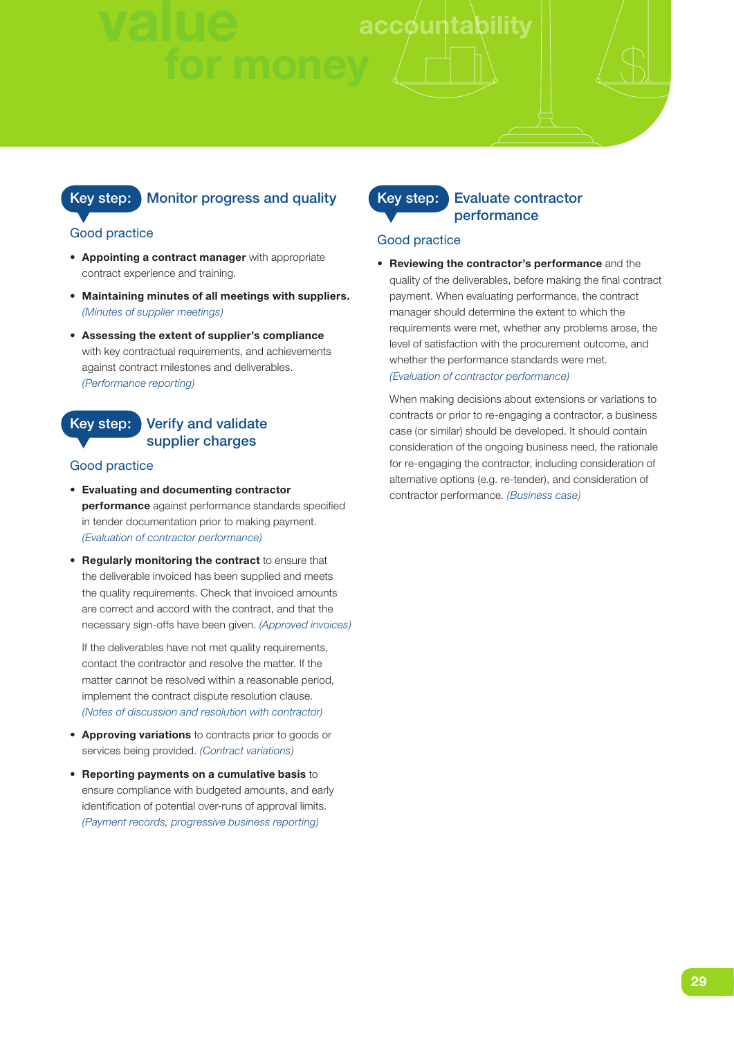## Key step: Monitor progress and quality

### Good practice

- **Appointing a contract manager** with appropriate contract experience and training.
- **Maintaining minutes of all meetings with suppliers.** *(Minutes of supplier meetings)*
- **Assessing the extent of supplier's compliance** with key contractual requirements, and achievements against contract milestones and deliverables. *(Performance reporting)*

## Key step: Verify and validate supplier charges

### Good practice

- **Evaluating and documenting contractor performance** against performance standards specified in tender documentation prior to making payment. *(Evaluation of contractor performance)*
- **Regularly monitoring the contract** to ensure that the deliverable invoiced has been supplied and meets the quality requirements. Check that invoiced amounts are correct and accord with the contract, and that the necessary sign-offs have been given. *(Approved invoices)*

  If the deliverables have not met quality requirements, contact the contractor and resolve the matter. If the matter cannot be resolved within a reasonable period, implement the contract dispute resolution clause. *(Notes of discussion and resolution with contractor)*
- **Approving variations** to contracts prior to goods or services being provided. *(Contract variations)*
- **Reporting payments on a cumulative basis** to ensure compliance with budgeted amounts, and early identification of potential over-runs of approval limits. *(Payment records, progressive business reporting)*

## Key step: Evaluate contractor performance

### Good practice

- **Reviewing the contractor's performance** and the quality of the deliverables, before making the final contract payment. When evaluating performance, the contract manager should determine the extent to which the requirements were met, whether any problems arose, the level of satisfaction with the procurement outcome, and whether the performance standards were met. *(Evaluation of contractor performance)*

  When making decisions about extensions or variations to contracts or prior to re-engaging a contractor, a business case (or similar) should be developed. It should contain consideration of the ongoing business need, the rationale for re-engaging the contractor, including consideration of alternative options (e.g. re-tender), and consideration of contractor performance. *(Business case)*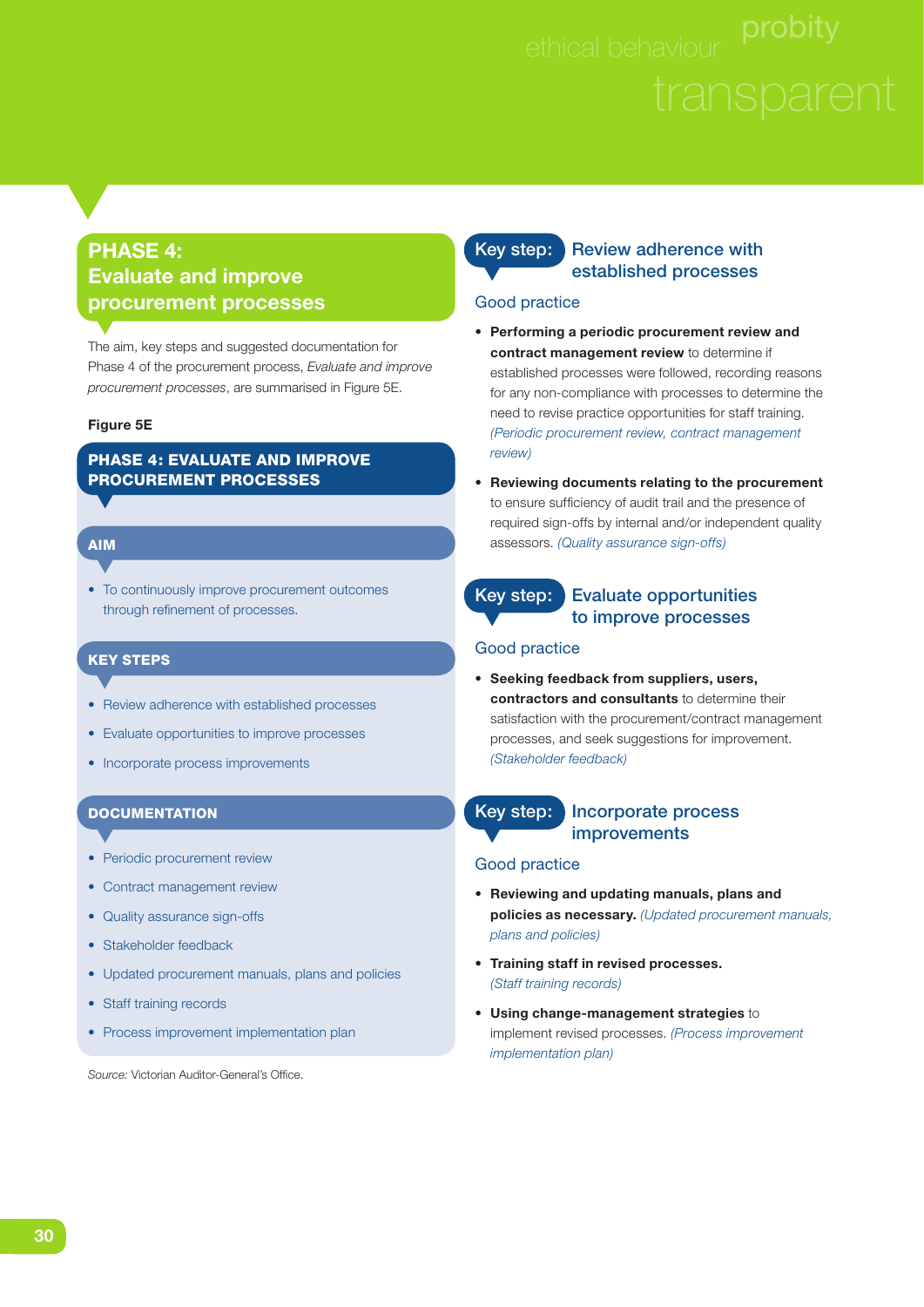## PHASE 4: Evaluate and improve procurement processes

The aim, key steps and suggested documentation for Phase 4 of the procurement process, *Evaluate and improve procurement processes*, are summarised in Figure 5E.

**Figure 5E**

**PHASE 4: EVALUATE AND IMPROVE PROCUREMENT PROCESSES**

**AIM**

- To continuously improve procurement outcomes through refinement of processes.

**KEY STEPS**

- Review adherence with established processes
- Evaluate opportunities to improve processes
- Incorporate process improvements

**DOCUMENTATION**

- Periodic procurement review
- Contract management review
- Quality assurance sign-offs
- Stakeholder feedback
- Updated procurement manuals, plans and policies
- Staff training records
- Process improvement implementation plan

*Source:* Victorian Auditor-General's Office.

### Key step: Review adherence with established processes

#### Good practice

- **Performing a periodic procurement review and contract management review** to determine if established processes were followed, recording reasons for any non-compliance with processes to determine the need to revise practice opportunities for staff training. *(Periodic procurement review, contract management review)*
- **Reviewing documents relating to the procurement** to ensure sufficiency of audit trail and the presence of required sign-offs by internal and/or independent quality assessors. *(Quality assurance sign-offs)*

### Key step: Evaluate opportunities to improve processes

#### Good practice

- **Seeking feedback from suppliers, users, contractors and consultants** to determine their satisfaction with the procurement/contract management processes, and seek suggestions for improvement. *(Stakeholder feedback)*

### Key step: Incorporate process improvements

#### Good practice

- **Reviewing and updating manuals, plans and policies as necessary.** *(Updated procurement manuals, plans and policies)*
- **Training staff in revised processes.** *(Staff training records)*
- **Using change-management strategies** to implement revised processes. *(Process improvement implementation plan)*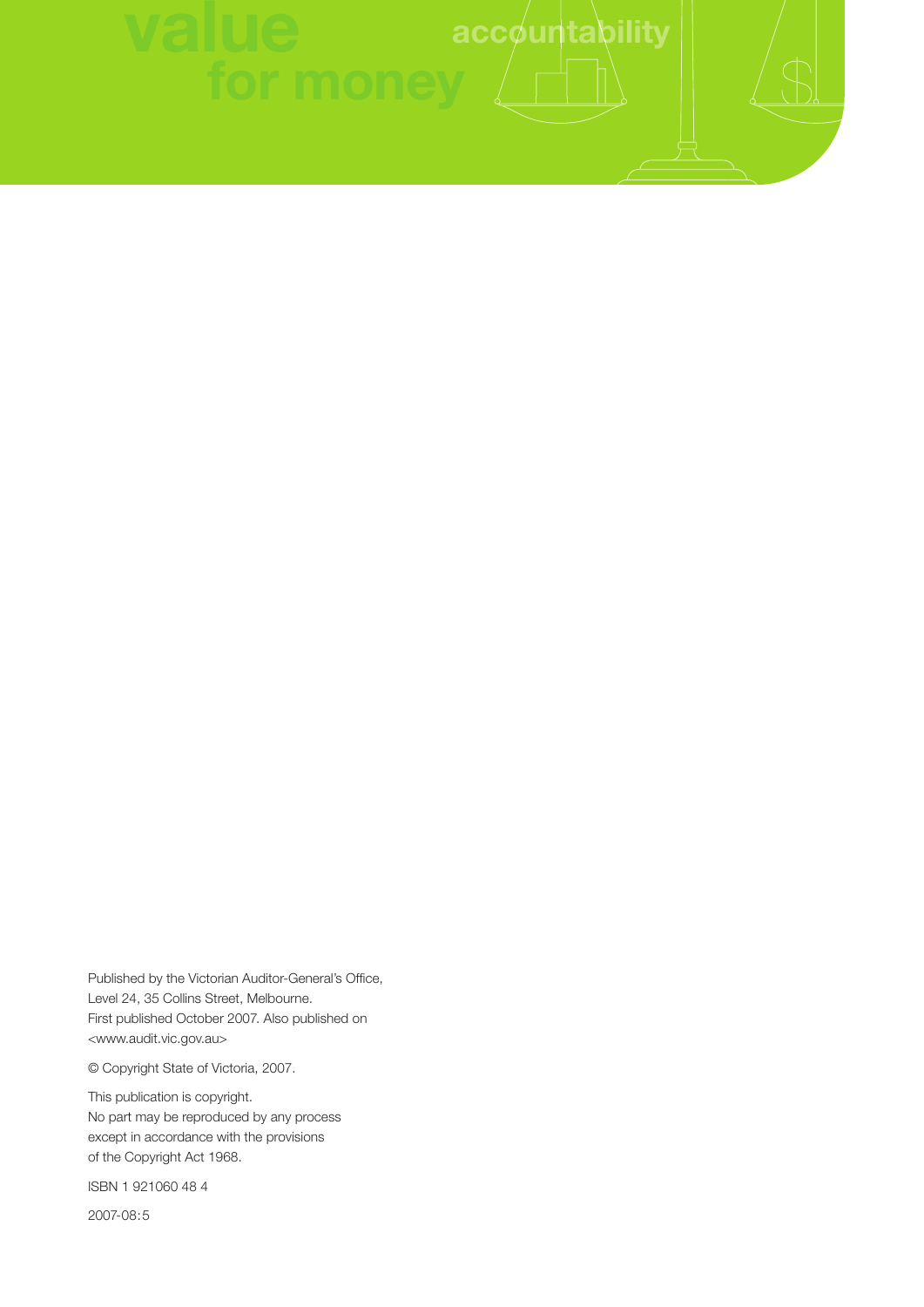Published by the Victorian Auditor-General's Office,
Level 24, 35 Collins Street, Melbourne.
First published October 2007. Also published on
<www.audit.vic.gov.au>

© Copyright State of Victoria, 2007.

This publication is copyright.
No part may be reproduced by any process
except in accordance with the provisions
of the Copyright Act 1968.

ISBN 1 921060 48 4

2007-08:5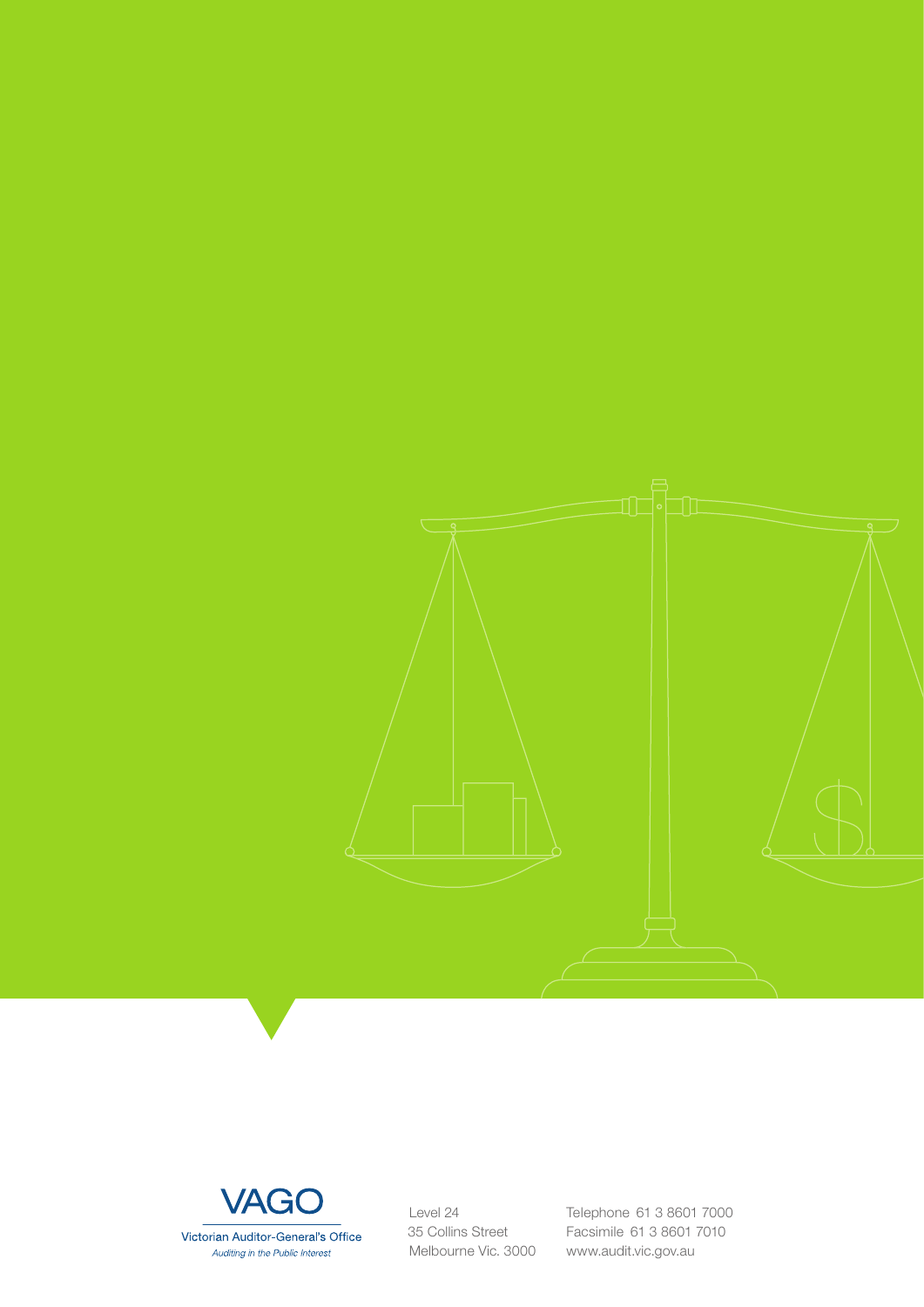VAGO

Victorian Auditor-General's Office

*Auditing in the Public Interest*

Level 24
35 Collins Street
Melbourne Vic. 3000

Telephone 61 3 8601 7000
Facsimile 61 3 8601 7010
www.audit.vic.gov.au